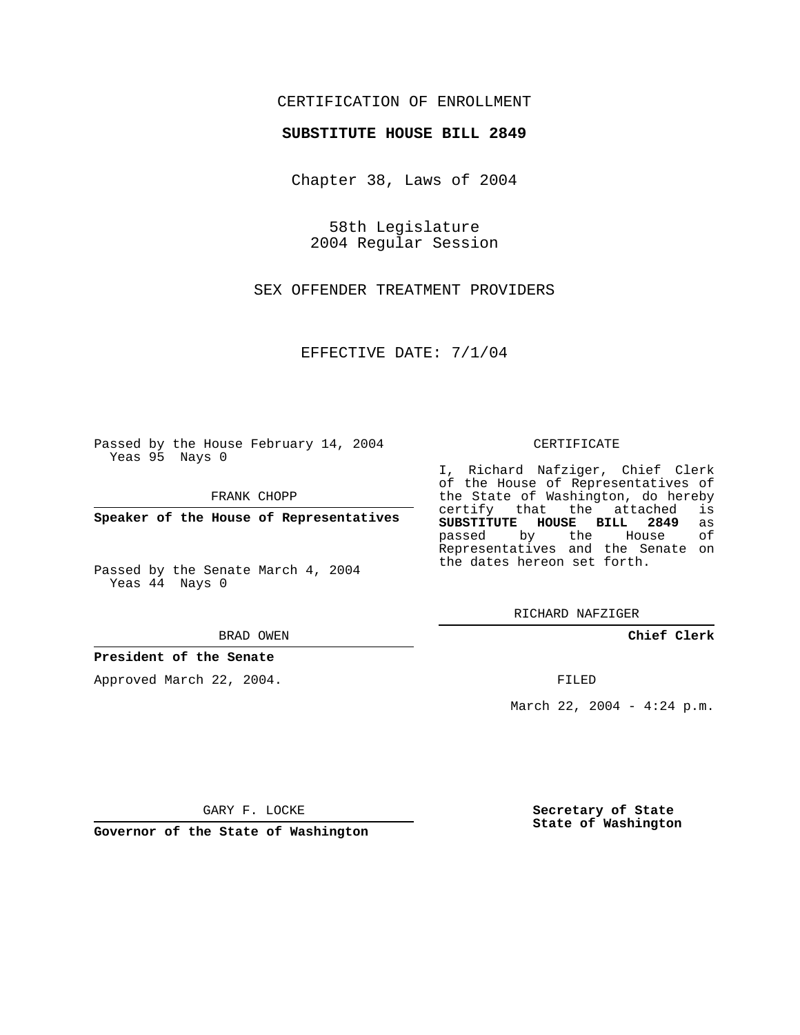CERTIFICATION OF ENROLLMENT

**SUBSTITUTE HOUSE BILL 2849**

Chapter 38, Laws of 2004

58th Legislature
2004 Regular Session

SEX OFFENDER TREATMENT PROVIDERS

EFFECTIVE DATE: 7/1/04

Passed by the House February 14, 2004
Yeas 95 Nays 0

FRANK CHOPP

**Speaker of the House of Representatives**

Passed by the Senate March 4, 2004
Yeas 44 Nays 0

BRAD OWEN

**President of the Senate**

Approved March 22, 2004.

GARY F. LOCKE

**Governor of the State of Washington**

CERTIFICATE

I, Richard Nafziger, Chief Clerk of the House of Representatives of the State of Washington, do hereby certify that the attached is **SUBSTITUTE HOUSE BILL 2849** as passed by the House of Representatives and the Senate on the dates hereon set forth.

RICHARD NAFZIGER

**Chief Clerk**

FILED

March 22, 2004 - 4:24 p.m.

**Secretary of State**
**State of Washington**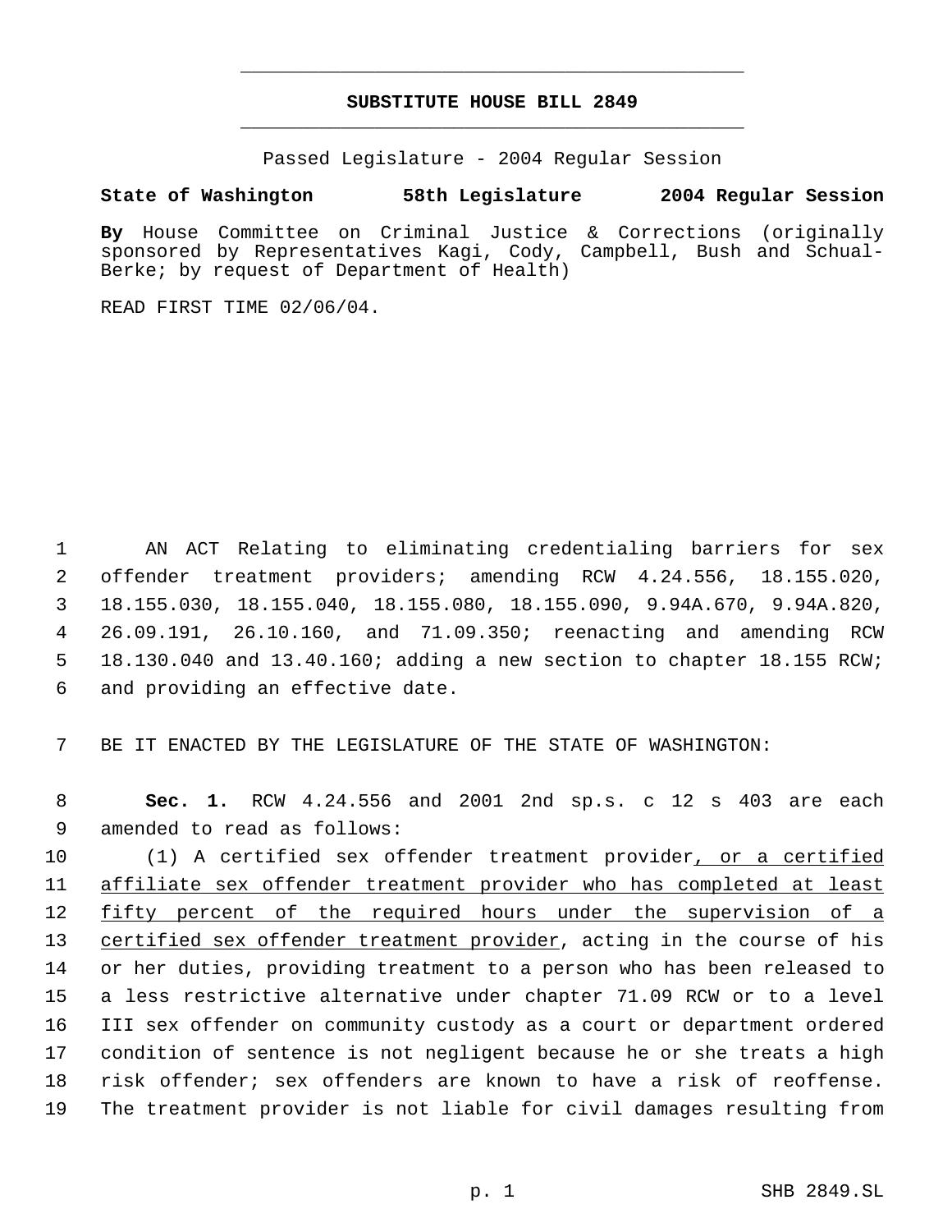# SUBSTITUTE HOUSE BILL 2849

Passed Legislature - 2004 Regular Session

**State of Washington 58th Legislature 2004 Regular Session**

**By** House Committee on Criminal Justice & Corrections (originally sponsored by Representatives Kagi, Cody, Campbell, Bush and Schual-Berke; by request of Department of Health)

READ FIRST TIME 02/06/04.

AN ACT Relating to eliminating credentialing barriers for sex offender treatment providers; amending RCW 4.24.556, 18.155.020, 18.155.030, 18.155.040, 18.155.080, 18.155.090, 9.94A.670, 9.94A.820, 26.09.191, 26.10.160, and 71.09.350; reenacting and amending RCW 18.130.040 and 13.40.160; adding a new section to chapter 18.155 RCW; and providing an effective date.

BE IT ENACTED BY THE LEGISLATURE OF THE STATE OF WASHINGTON:

**Sec. 1.** RCW 4.24.556 and 2001 2nd sp.s. c 12 s 403 are each amended to read as follows:

(1) A certified sex offender treatment provider, or a certified affiliate sex offender treatment provider who has completed at least fifty percent of the required hours under the supervision of a certified sex offender treatment provider, acting in the course of his or her duties, providing treatment to a person who has been released to a less restrictive alternative under chapter 71.09 RCW or to a level III sex offender on community custody as a court or department ordered condition of sentence is not negligent because he or she treats a high risk offender; sex offenders are known to have a risk of reoffense. The treatment provider is not liable for civil damages resulting from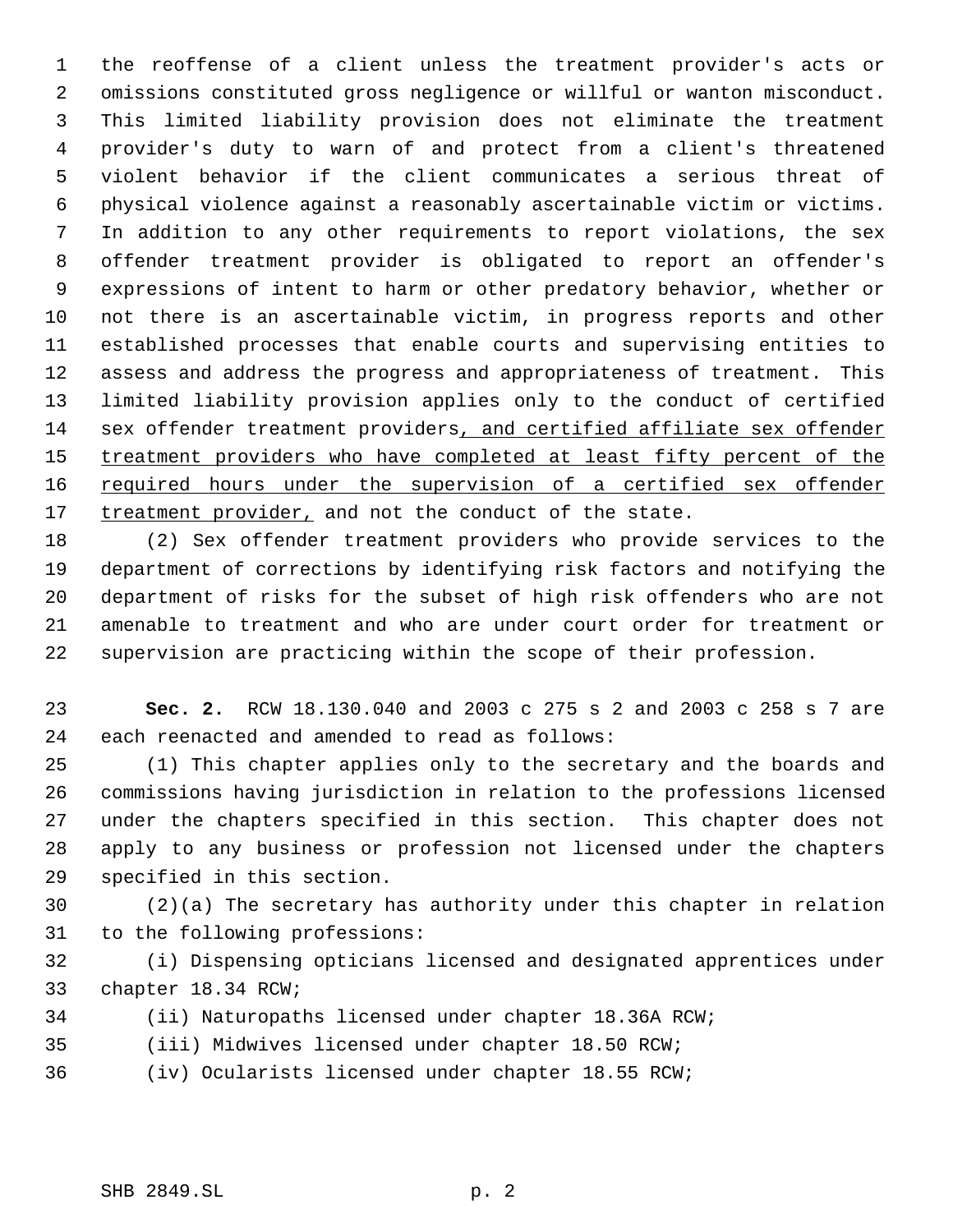the reoffense of a client unless the treatment provider's acts or omissions constituted gross negligence or willful or wanton misconduct. This limited liability provision does not eliminate the treatment provider's duty to warn of and protect from a client's threatened violent behavior if the client communicates a serious threat of physical violence against a reasonably ascertainable victim or victims. In addition to any other requirements to report violations, the sex offender treatment provider is obligated to report an offender's expressions of intent to harm or other predatory behavior, whether or not there is an ascertainable victim, in progress reports and other established processes that enable courts and supervising entities to assess and address the progress and appropriateness of treatment. This limited liability provision applies only to the conduct of certified sex offender treatment providers<u>, and certified affiliate sex offender treatment providers who have completed at least fifty percent of the required hours under the supervision of a certified sex offender treatment provider,</u> and not the conduct of the state.

(2) Sex offender treatment providers who provide services to the department of corrections by identifying risk factors and notifying the department of risks for the subset of high risk offenders who are not amenable to treatment and who are under court order for treatment or supervision are practicing within the scope of their profession.

**Sec. 2.** RCW 18.130.040 and 2003 c 275 s 2 and 2003 c 258 s 7 are each reenacted and amended to read as follows:

(1) This chapter applies only to the secretary and the boards and commissions having jurisdiction in relation to the professions licensed under the chapters specified in this section. This chapter does not apply to any business or profession not licensed under the chapters specified in this section.

(2)(a) The secretary has authority under this chapter in relation to the following professions:

(i) Dispensing opticians licensed and designated apprentices under chapter 18.34 RCW;

(ii) Naturopaths licensed under chapter 18.36A RCW;

(iii) Midwives licensed under chapter 18.50 RCW;

(iv) Ocularists licensed under chapter 18.55 RCW;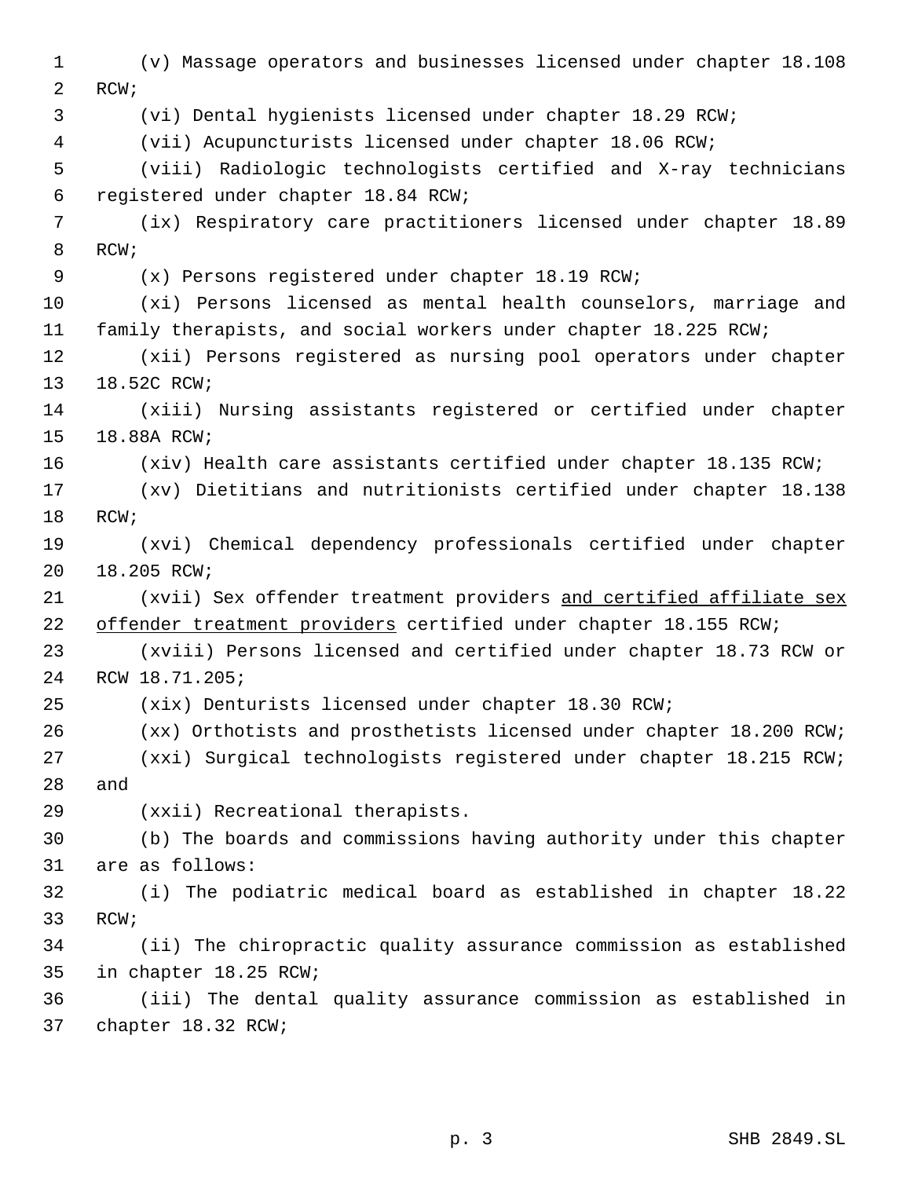(v) Massage operators and businesses licensed under chapter 18.108 RCW;

(vi) Dental hygienists licensed under chapter 18.29 RCW;

(vii) Acupuncturists licensed under chapter 18.06 RCW;

(viii) Radiologic technologists certified and X-ray technicians registered under chapter 18.84 RCW;

(ix) Respiratory care practitioners licensed under chapter 18.89 RCW;

(x) Persons registered under chapter 18.19 RCW;

(xi) Persons licensed as mental health counselors, marriage and family therapists, and social workers under chapter 18.225 RCW;

(xii) Persons registered as nursing pool operators under chapter 18.52C RCW;

(xiii) Nursing assistants registered or certified under chapter 18.88A RCW;

(xiv) Health care assistants certified under chapter 18.135 RCW;

(xv) Dietitians and nutritionists certified under chapter 18.138 RCW;

(xvi) Chemical dependency professionals certified under chapter 18.205 RCW;

(xvii) Sex offender treatment providers <u>and certified affiliate sex offender treatment providers</u> certified under chapter 18.155 RCW;

(xviii) Persons licensed and certified under chapter 18.73 RCW or RCW 18.71.205;

(xix) Denturists licensed under chapter 18.30 RCW;

(xx) Orthotists and prosthetists licensed under chapter 18.200 RCW;

(xxi) Surgical technologists registered under chapter 18.215 RCW; and

(xxii) Recreational therapists.

(b) The boards and commissions having authority under this chapter are as follows:

(i) The podiatric medical board as established in chapter 18.22 RCW;

(ii) The chiropractic quality assurance commission as established in chapter 18.25 RCW;

(iii) The dental quality assurance commission as established in chapter 18.32 RCW;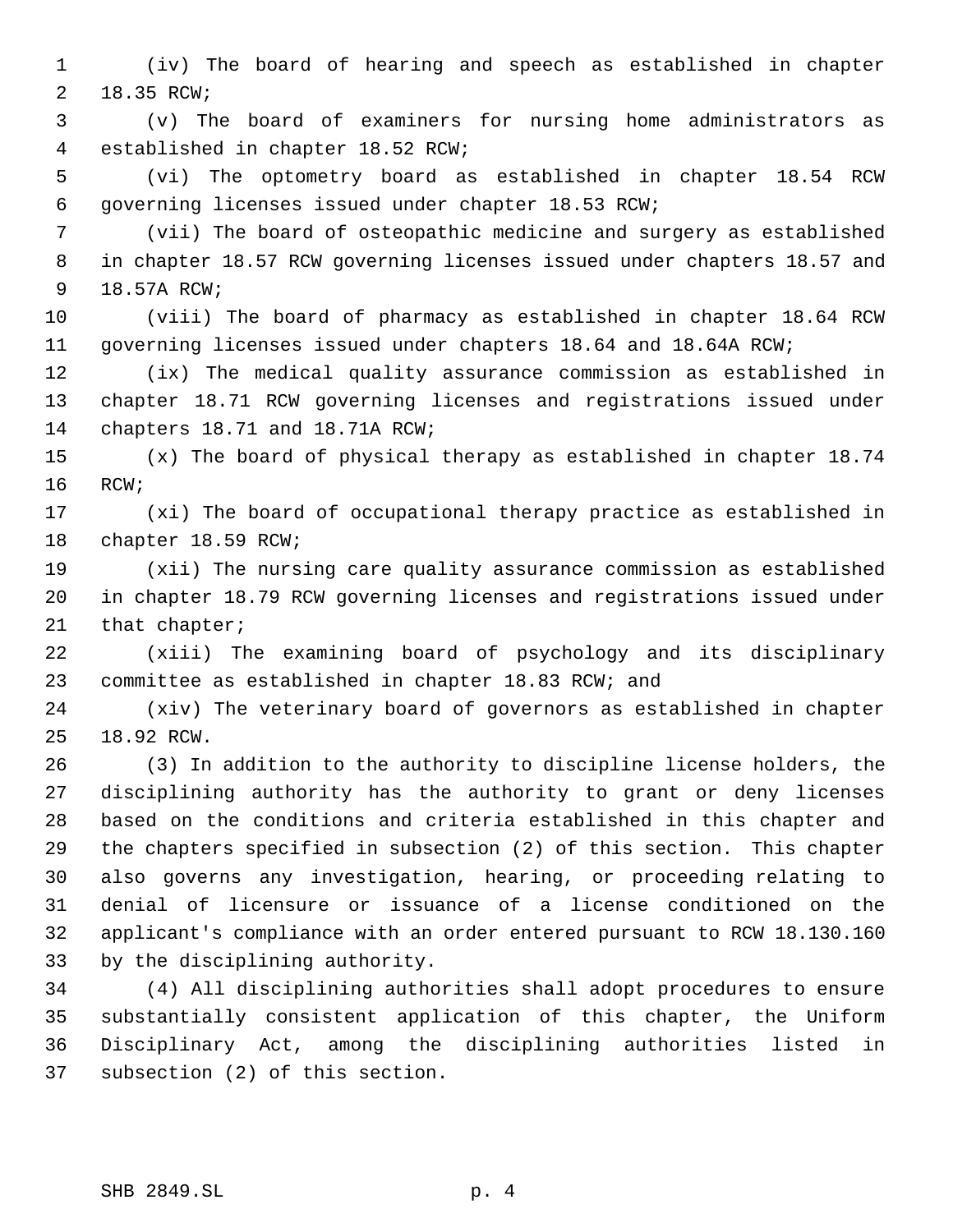(iv) The board of hearing and speech as established in chapter 18.35 RCW;

(v) The board of examiners for nursing home administrators as established in chapter 18.52 RCW;

(vi) The optometry board as established in chapter 18.54 RCW governing licenses issued under chapter 18.53 RCW;

(vii) The board of osteopathic medicine and surgery as established in chapter 18.57 RCW governing licenses issued under chapters 18.57 and 18.57A RCW;

(viii) The board of pharmacy as established in chapter 18.64 RCW governing licenses issued under chapters 18.64 and 18.64A RCW;

(ix) The medical quality assurance commission as established in chapter 18.71 RCW governing licenses and registrations issued under chapters 18.71 and 18.71A RCW;

(x) The board of physical therapy as established in chapter 18.74 RCW;

(xi) The board of occupational therapy practice as established in chapter 18.59 RCW;

(xii) The nursing care quality assurance commission as established in chapter 18.79 RCW governing licenses and registrations issued under that chapter;

(xiii) The examining board of psychology and its disciplinary committee as established in chapter 18.83 RCW; and

(xiv) The veterinary board of governors as established in chapter 18.92 RCW.

(3) In addition to the authority to discipline license holders, the disciplining authority has the authority to grant or deny licenses based on the conditions and criteria established in this chapter and the chapters specified in subsection (2) of this section. This chapter also governs any investigation, hearing, or proceeding relating to denial of licensure or issuance of a license conditioned on the applicant's compliance with an order entered pursuant to RCW 18.130.160 by the disciplining authority.

(4) All disciplining authorities shall adopt procedures to ensure substantially consistent application of this chapter, the Uniform Disciplinary Act, among the disciplining authorities listed in subsection (2) of this section.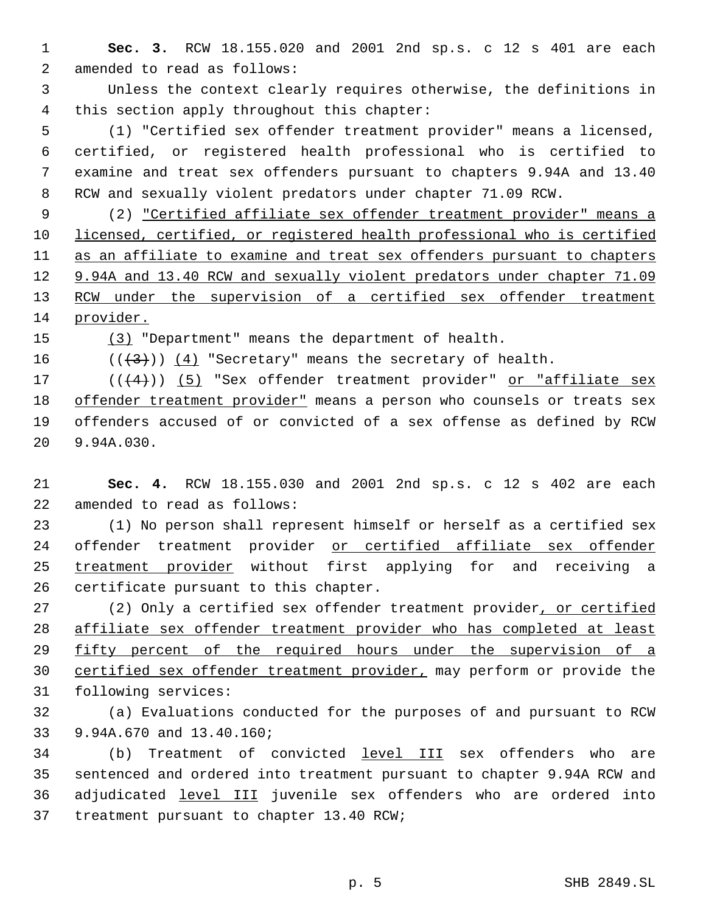**Sec. 3.** RCW 18.155.020 and 2001 2nd sp.s. c 12 s 401 are each amended to read as follows:

Unless the context clearly requires otherwise, the definitions in this section apply throughout this chapter:

(1) "Certified sex offender treatment provider" means a licensed, certified, or registered health professional who is certified to examine and treat sex offenders pursuant to chapters 9.94A and 13.40 RCW and sexually violent predators under chapter 71.09 RCW.

(2) "Certified affiliate sex offender treatment provider" means a licensed, certified, or registered health professional who is certified as an affiliate to examine and treat sex offenders pursuant to chapters 9.94A and 13.40 RCW and sexually violent predators under chapter 71.09 RCW under the supervision of a certified sex offender treatment provider.

(3) "Department" means the department of health.

~~((3))~~ (4) "Secretary" means the secretary of health.

~~((4))~~ (5) "Sex offender treatment provider" or "affiliate sex offender treatment provider" means a person who counsels or treats sex offenders accused of or convicted of a sex offense as defined by RCW 9.94A.030.

**Sec. 4.** RCW 18.155.030 and 2001 2nd sp.s. c 12 s 402 are each amended to read as follows:

(1) No person shall represent himself or herself as a certified sex offender treatment provider or certified affiliate sex offender treatment provider without first applying for and receiving a certificate pursuant to this chapter.

(2) Only a certified sex offender treatment provider, or certified affiliate sex offender treatment provider who has completed at least fifty percent of the required hours under the supervision of a certified sex offender treatment provider, may perform or provide the following services:

(a) Evaluations conducted for the purposes of and pursuant to RCW 9.94A.670 and 13.40.160;

(b) Treatment of convicted level III sex offenders who are sentenced and ordered into treatment pursuant to chapter 9.94A RCW and adjudicated level III juvenile sex offenders who are ordered into treatment pursuant to chapter 13.40 RCW;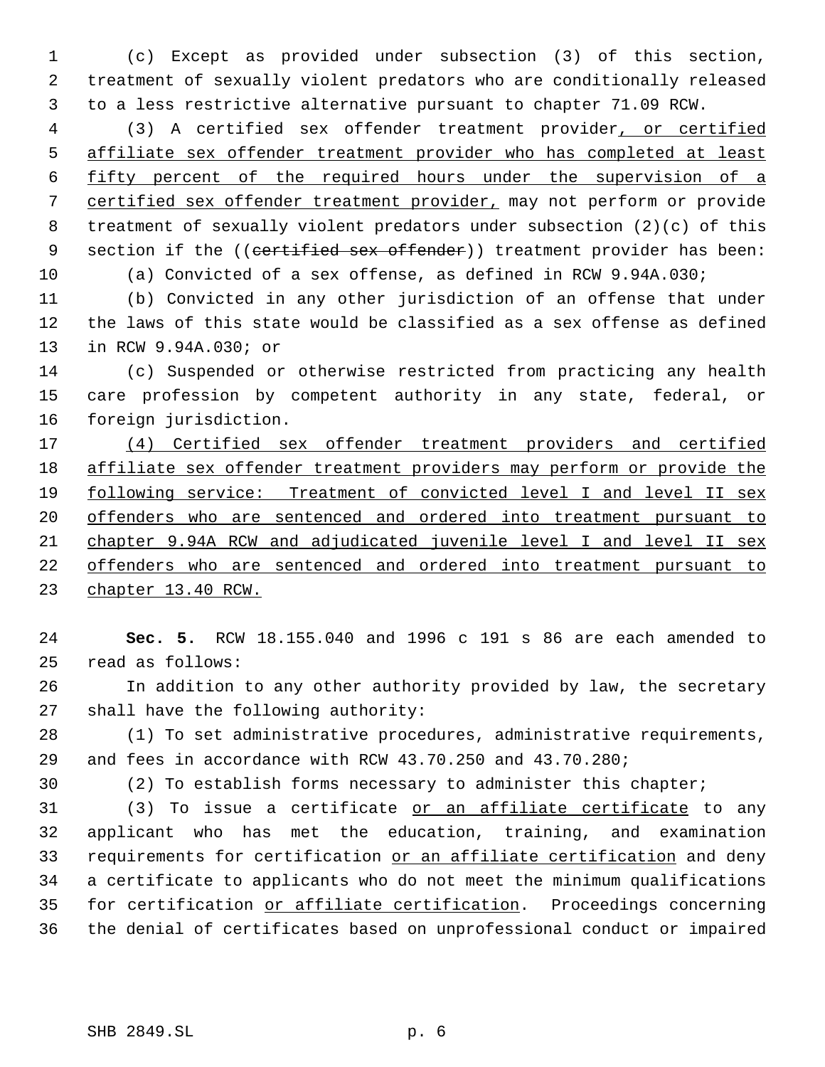(c) Except as provided under subsection (3) of this section, treatment of sexually violent predators who are conditionally released to a less restrictive alternative pursuant to chapter 71.09 RCW.

(3) A certified sex offender treatment provider, or certified affiliate sex offender treatment provider who has completed at least fifty percent of the required hours under the supervision of a certified sex offender treatment provider, may not perform or provide treatment of sexually violent predators under subsection (2)(c) of this section if the ((~~certified sex offender~~)) treatment provider has been:

(a) Convicted of a sex offense, as defined in RCW 9.94A.030;

(b) Convicted in any other jurisdiction of an offense that under the laws of this state would be classified as a sex offense as defined in RCW 9.94A.030; or

(c) Suspended or otherwise restricted from practicing any health care profession by competent authority in any state, federal, or foreign jurisdiction.

(4) Certified sex offender treatment providers and certified affiliate sex offender treatment providers may perform or provide the following service: Treatment of convicted level I and level II sex offenders who are sentenced and ordered into treatment pursuant to chapter 9.94A RCW and adjudicated juvenile level I and level II sex offenders who are sentenced and ordered into treatment pursuant to chapter 13.40 RCW.

**Sec. 5.** RCW 18.155.040 and 1996 c 191 s 86 are each amended to read as follows:

In addition to any other authority provided by law, the secretary shall have the following authority:

(1) To set administrative procedures, administrative requirements, and fees in accordance with RCW 43.70.250 and 43.70.280;

(2) To establish forms necessary to administer this chapter;

(3) To issue a certificate or an affiliate certificate to any applicant who has met the education, training, and examination requirements for certification or an affiliate certification and deny a certificate to applicants who do not meet the minimum qualifications for certification or affiliate certification. Proceedings concerning the denial of certificates based on unprofessional conduct or impaired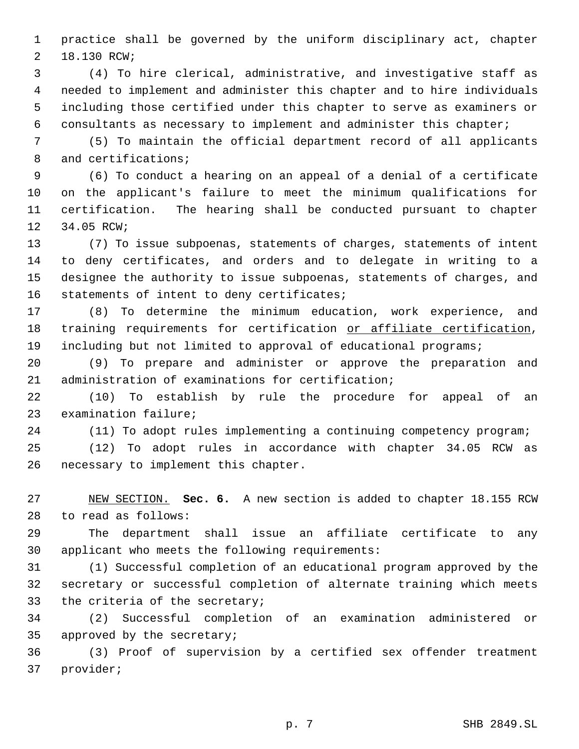practice shall be governed by the uniform disciplinary act, chapter 18.130 RCW;

(4) To hire clerical, administrative, and investigative staff as needed to implement and administer this chapter and to hire individuals including those certified under this chapter to serve as examiners or consultants as necessary to implement and administer this chapter;

(5) To maintain the official department record of all applicants and certifications;

(6) To conduct a hearing on an appeal of a denial of a certificate on the applicant's failure to meet the minimum qualifications for certification. The hearing shall be conducted pursuant to chapter 34.05 RCW;

(7) To issue subpoenas, statements of charges, statements of intent to deny certificates, and orders and to delegate in writing to a designee the authority to issue subpoenas, statements of charges, and statements of intent to deny certificates;

(8) To determine the minimum education, work experience, and training requirements for certification <u>or affiliate certification</u>, including but not limited to approval of educational programs;

(9) To prepare and administer or approve the preparation and administration of examinations for certification;

(10) To establish by rule the procedure for appeal of an examination failure;

(11) To adopt rules implementing a continuing competency program;

(12) To adopt rules in accordance with chapter 34.05 RCW as necessary to implement this chapter.

<u>NEW SECTION.</u> **Sec. 6.** A new section is added to chapter 18.155 RCW to read as follows:

The department shall issue an affiliate certificate to any applicant who meets the following requirements:

(1) Successful completion of an educational program approved by the secretary or successful completion of alternate training which meets the criteria of the secretary;

(2) Successful completion of an examination administered or approved by the secretary;

(3) Proof of supervision by a certified sex offender treatment provider;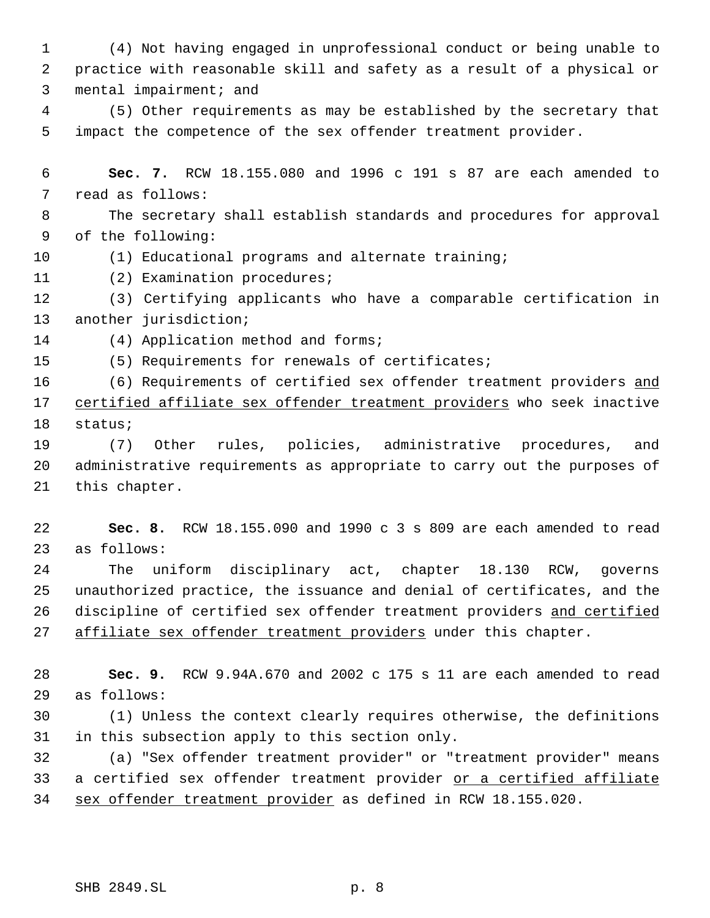(4) Not having engaged in unprofessional conduct or being unable to practice with reasonable skill and safety as a result of a physical or mental impairment; and

(5) Other requirements as may be established by the secretary that impact the competence of the sex offender treatment provider.

**Sec. 7.** RCW 18.155.080 and 1996 c 191 s 87 are each amended to read as follows:

The secretary shall establish standards and procedures for approval of the following:

(1) Educational programs and alternate training;

(2) Examination procedures;

(3) Certifying applicants who have a comparable certification in another jurisdiction;

(4) Application method and forms;

(5) Requirements for renewals of certificates;

(6) Requirements of certified sex offender treatment providers <u>and certified affiliate sex offender treatment providers</u> who seek inactive status;

(7) Other rules, policies, administrative procedures, and administrative requirements as appropriate to carry out the purposes of this chapter.

**Sec. 8.** RCW 18.155.090 and 1990 c 3 s 809 are each amended to read as follows:

The uniform disciplinary act, chapter 18.130 RCW, governs unauthorized practice, the issuance and denial of certificates, and the discipline of certified sex offender treatment providers <u>and certified affiliate sex offender treatment providers</u> under this chapter.

**Sec. 9.** RCW 9.94A.670 and 2002 c 175 s 11 are each amended to read as follows:

(1) Unless the context clearly requires otherwise, the definitions in this subsection apply to this section only.

(a) "Sex offender treatment provider" or "treatment provider" means a certified sex offender treatment provider <u>or a certified affiliate sex offender treatment provider</u> as defined in RCW 18.155.020.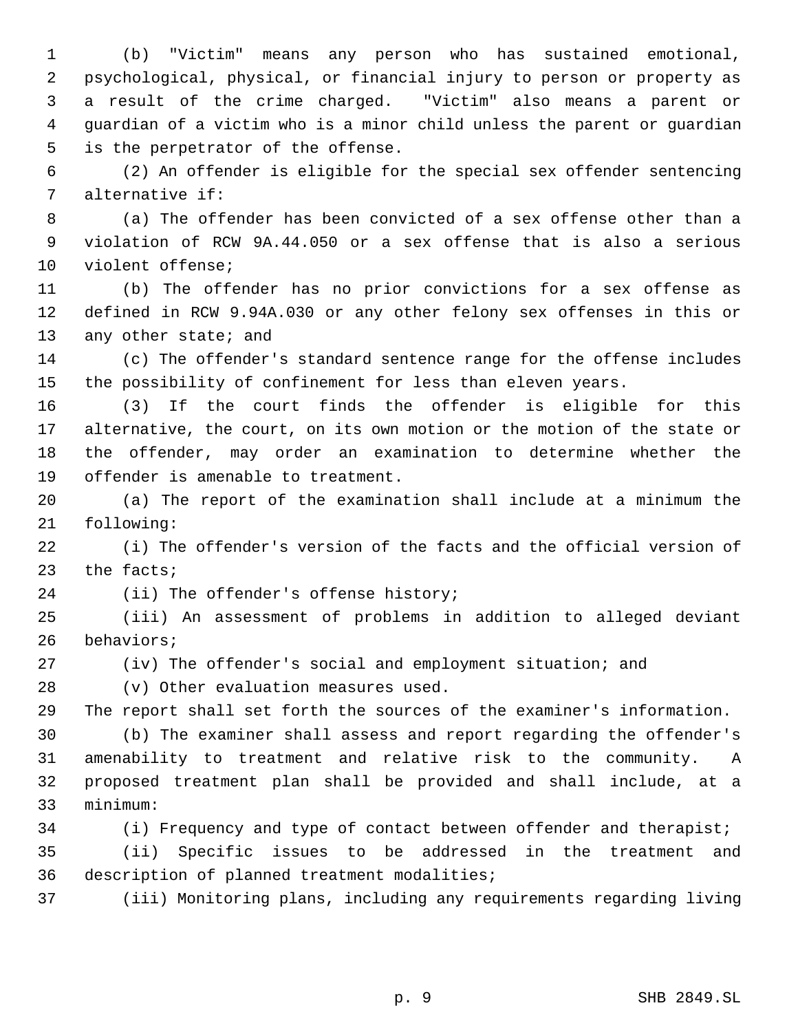(b) "Victim" means any person who has sustained emotional, psychological, physical, or financial injury to person or property as a result of the crime charged. "Victim" also means a parent or guardian of a victim who is a minor child unless the parent or guardian is the perpetrator of the offense.

(2) An offender is eligible for the special sex offender sentencing alternative if:

(a) The offender has been convicted of a sex offense other than a violation of RCW 9A.44.050 or a sex offense that is also a serious violent offense;

(b) The offender has no prior convictions for a sex offense as defined in RCW 9.94A.030 or any other felony sex offenses in this or any other state; and

(c) The offender's standard sentence range for the offense includes the possibility of confinement for less than eleven years.

(3) If the court finds the offender is eligible for this alternative, the court, on its own motion or the motion of the state or the offender, may order an examination to determine whether the offender is amenable to treatment.

(a) The report of the examination shall include at a minimum the following:

(i) The offender's version of the facts and the official version of the facts;

(ii) The offender's offense history;

(iii) An assessment of problems in addition to alleged deviant behaviors;

(iv) The offender's social and employment situation; and

(v) Other evaluation measures used.

The report shall set forth the sources of the examiner's information.

(b) The examiner shall assess and report regarding the offender's amenability to treatment and relative risk to the community. A proposed treatment plan shall be provided and shall include, at a minimum:

(i) Frequency and type of contact between offender and therapist;

(ii) Specific issues to be addressed in the treatment and description of planned treatment modalities;

(iii) Monitoring plans, including any requirements regarding living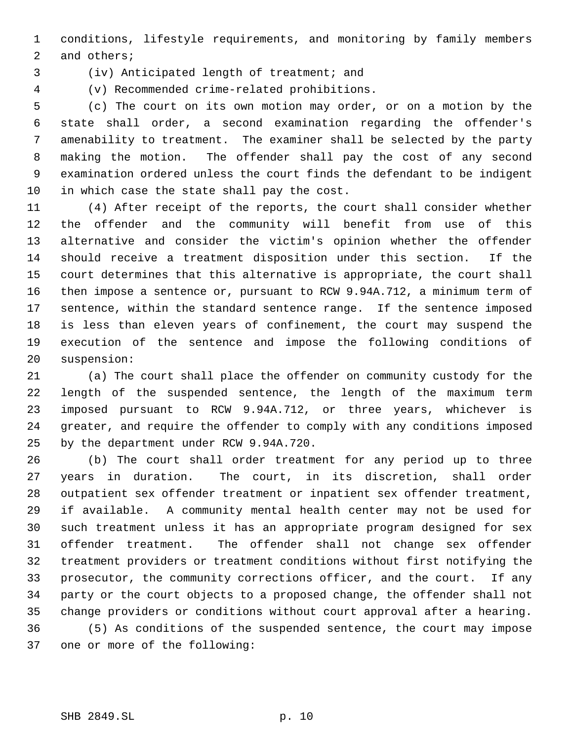conditions, lifestyle requirements, and monitoring by family members and others;

(iv) Anticipated length of treatment; and

(v) Recommended crime-related prohibitions.

(c) The court on its own motion may order, or on a motion by the state shall order, a second examination regarding the offender's amenability to treatment. The examiner shall be selected by the party making the motion. The offender shall pay the cost of any second examination ordered unless the court finds the defendant to be indigent in which case the state shall pay the cost.

(4) After receipt of the reports, the court shall consider whether the offender and the community will benefit from use of this alternative and consider the victim's opinion whether the offender should receive a treatment disposition under this section. If the court determines that this alternative is appropriate, the court shall then impose a sentence or, pursuant to RCW 9.94A.712, a minimum term of sentence, within the standard sentence range. If the sentence imposed is less than eleven years of confinement, the court may suspend the execution of the sentence and impose the following conditions of suspension:

(a) The court shall place the offender on community custody for the length of the suspended sentence, the length of the maximum term imposed pursuant to RCW 9.94A.712, or three years, whichever is greater, and require the offender to comply with any conditions imposed by the department under RCW 9.94A.720.

(b) The court shall order treatment for any period up to three years in duration. The court, in its discretion, shall order outpatient sex offender treatment or inpatient sex offender treatment, if available. A community mental health center may not be used for such treatment unless it has an appropriate program designed for sex offender treatment. The offender shall not change sex offender treatment providers or treatment conditions without first notifying the prosecutor, the community corrections officer, and the court. If any party or the court objects to a proposed change, the offender shall not change providers or conditions without court approval after a hearing.

(5) As conditions of the suspended sentence, the court may impose one or more of the following: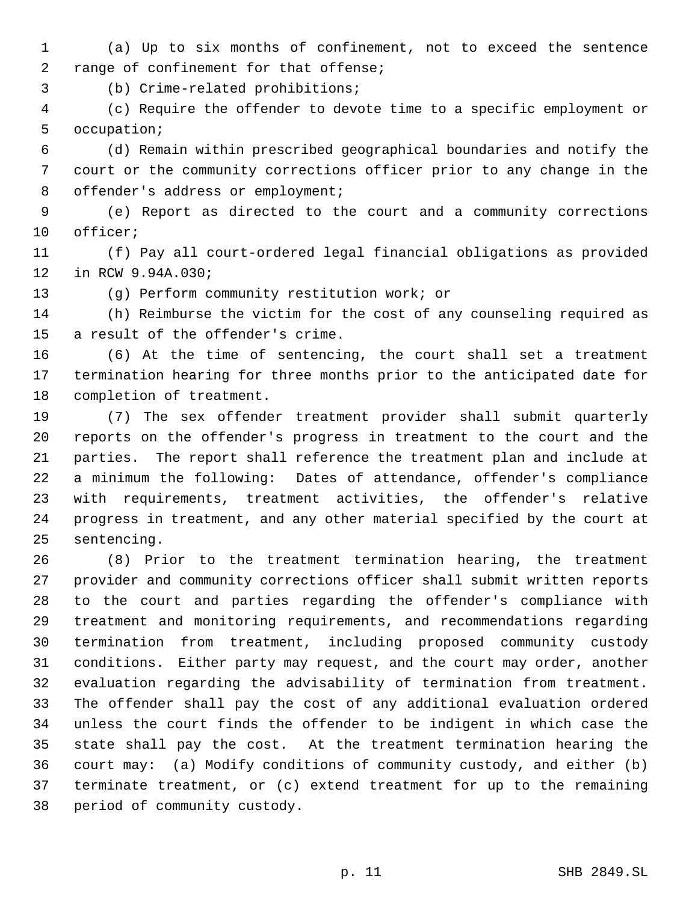(a) Up to six months of confinement, not to exceed the sentence range of confinement for that offense;

(b) Crime-related prohibitions;

(c) Require the offender to devote time to a specific employment or occupation;

(d) Remain within prescribed geographical boundaries and notify the court or the community corrections officer prior to any change in the offender's address or employment;

(e) Report as directed to the court and a community corrections officer;

(f) Pay all court-ordered legal financial obligations as provided in RCW 9.94A.030;

(g) Perform community restitution work; or

(h) Reimburse the victim for the cost of any counseling required as a result of the offender's crime.

(6) At the time of sentencing, the court shall set a treatment termination hearing for three months prior to the anticipated date for completion of treatment.

(7) The sex offender treatment provider shall submit quarterly reports on the offender's progress in treatment to the court and the parties. The report shall reference the treatment plan and include at a minimum the following: Dates of attendance, offender's compliance with requirements, treatment activities, the offender's relative progress in treatment, and any other material specified by the court at sentencing.

(8) Prior to the treatment termination hearing, the treatment provider and community corrections officer shall submit written reports to the court and parties regarding the offender's compliance with treatment and monitoring requirements, and recommendations regarding termination from treatment, including proposed community custody conditions. Either party may request, and the court may order, another evaluation regarding the advisability of termination from treatment. The offender shall pay the cost of any additional evaluation ordered unless the court finds the offender to be indigent in which case the state shall pay the cost. At the treatment termination hearing the court may: (a) Modify conditions of community custody, and either (b) terminate treatment, or (c) extend treatment for up to the remaining period of community custody.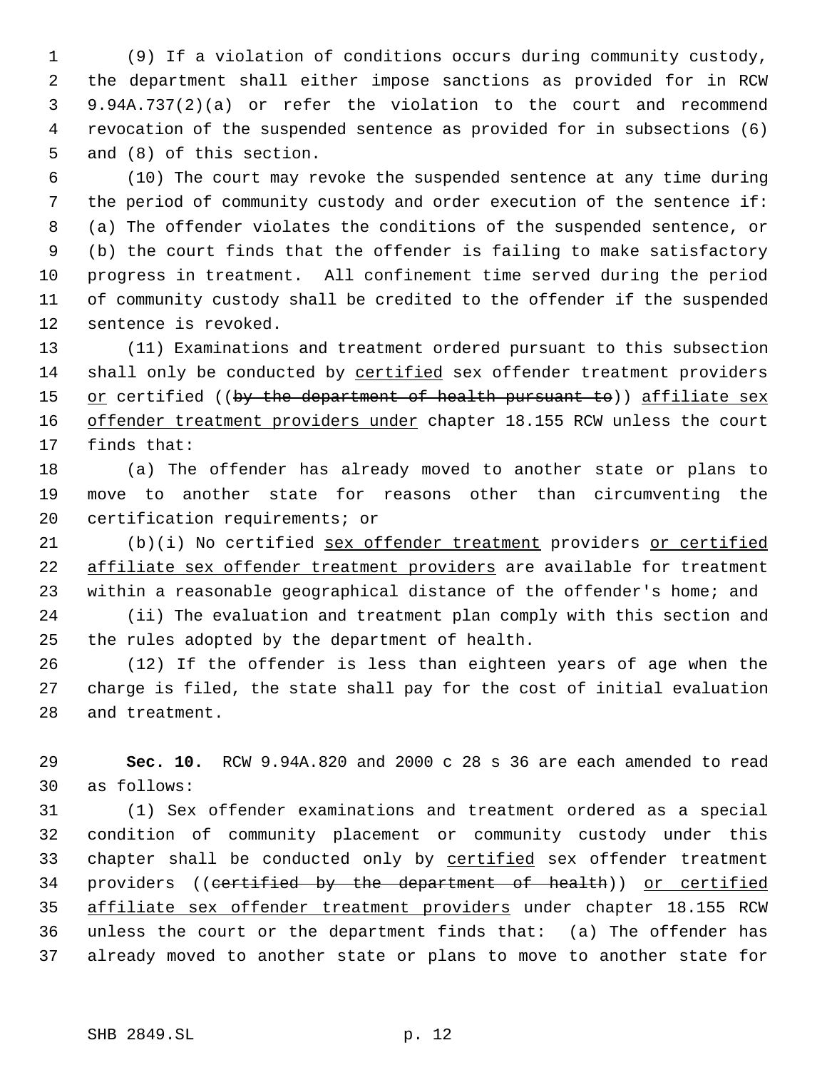(9) If a violation of conditions occurs during community custody, the department shall either impose sanctions as provided for in RCW 9.94A.737(2)(a) or refer the violation to the court and recommend revocation of the suspended sentence as provided for in subsections (6) and (8) of this section.

(10) The court may revoke the suspended sentence at any time during the period of community custody and order execution of the sentence if: (a) The offender violates the conditions of the suspended sentence, or (b) the court finds that the offender is failing to make satisfactory progress in treatment. All confinement time served during the period of community custody shall be credited to the offender if the suspended sentence is revoked.

(11) Examinations and treatment ordered pursuant to this subsection shall only be conducted by certified sex offender treatment providers or certified ((~~by the department of health pursuant to~~)) affiliate sex offender treatment providers under chapter 18.155 RCW unless the court finds that:

(a) The offender has already moved to another state or plans to move to another state for reasons other than circumventing the certification requirements; or

(b)(i) No certified sex offender treatment providers or certified affiliate sex offender treatment providers are available for treatment within a reasonable geographical distance of the offender's home; and

(ii) The evaluation and treatment plan comply with this section and the rules adopted by the department of health.

(12) If the offender is less than eighteen years of age when the charge is filed, the state shall pay for the cost of initial evaluation and treatment.

**Sec. 10.** RCW 9.94A.820 and 2000 c 28 s 36 are each amended to read as follows:

(1) Sex offender examinations and treatment ordered as a special condition of community placement or community custody under this chapter shall be conducted only by certified sex offender treatment providers ((~~certified by the department of health~~)) or certified affiliate sex offender treatment providers under chapter 18.155 RCW unless the court or the department finds that: (a) The offender has already moved to another state or plans to move to another state for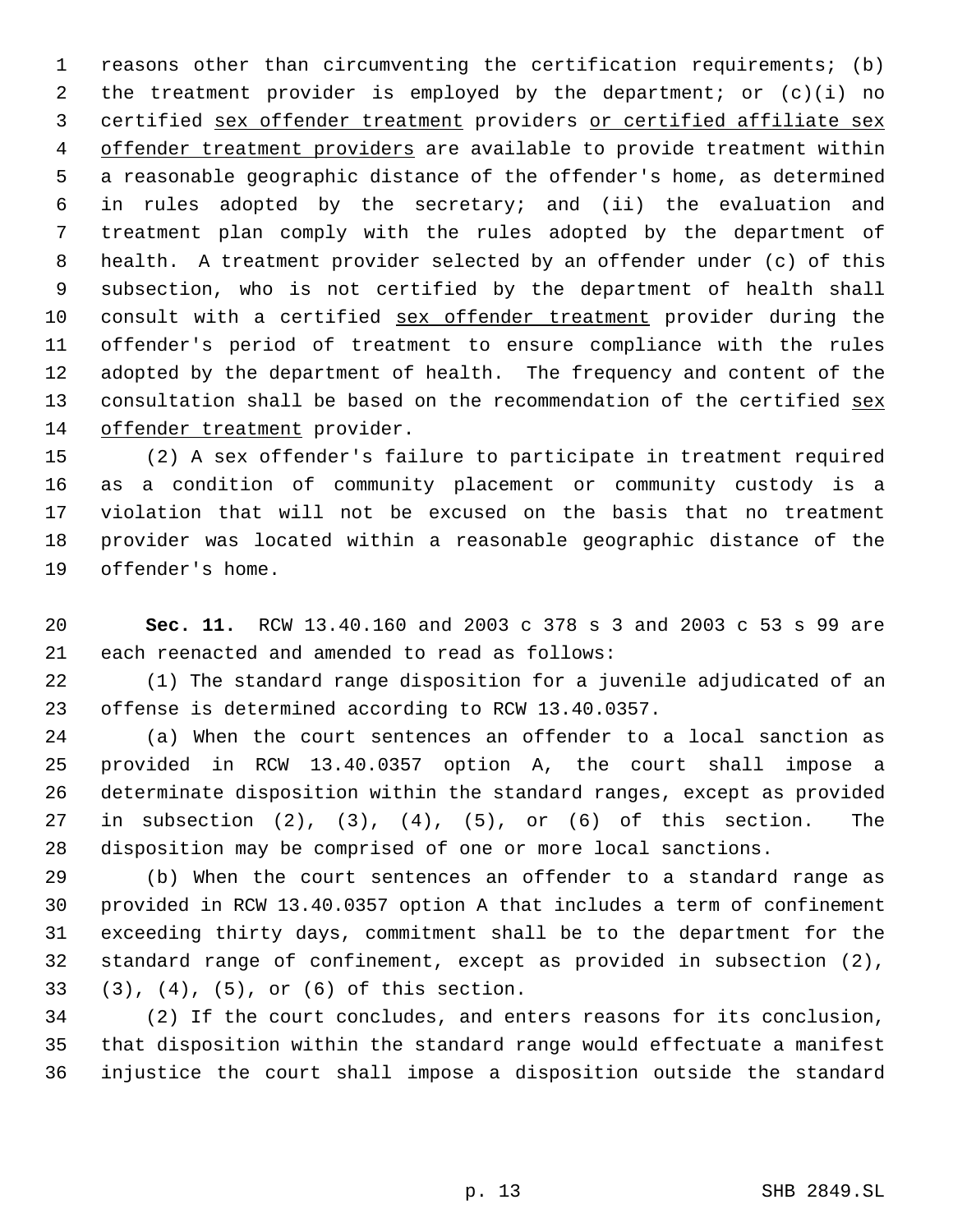reasons other than circumventing the certification requirements; (b) the treatment provider is employed by the department; or (c)(i) no certified <u>sex offender treatment</u> providers <u>or certified affiliate sex offender treatment providers</u> are available to provide treatment within a reasonable geographic distance of the offender's home, as determined in rules adopted by the secretary; and (ii) the evaluation and treatment plan comply with the rules adopted by the department of health. A treatment provider selected by an offender under (c) of this subsection, who is not certified by the department of health shall consult with a certified <u>sex offender treatment</u> provider during the offender's period of treatment to ensure compliance with the rules adopted by the department of health. The frequency and content of the consultation shall be based on the recommendation of the certified <u>sex offender treatment</u> provider.

(2) A sex offender's failure to participate in treatment required as a condition of community placement or community custody is a violation that will not be excused on the basis that no treatment provider was located within a reasonable geographic distance of the offender's home.

**Sec. 11.** RCW 13.40.160 and 2003 c 378 s 3 and 2003 c 53 s 99 are each reenacted and amended to read as follows:

(1) The standard range disposition for a juvenile adjudicated of an offense is determined according to RCW 13.40.0357.

(a) When the court sentences an offender to a local sanction as provided in RCW 13.40.0357 option A, the court shall impose a determinate disposition within the standard ranges, except as provided in subsection (2), (3), (4), (5), or (6) of this section. The disposition may be comprised of one or more local sanctions.

(b) When the court sentences an offender to a standard range as provided in RCW 13.40.0357 option A that includes a term of confinement exceeding thirty days, commitment shall be to the department for the standard range of confinement, except as provided in subsection (2), (3), (4), (5), or (6) of this section.

(2) If the court concludes, and enters reasons for its conclusion, that disposition within the standard range would effectuate a manifest injustice the court shall impose a disposition outside the standard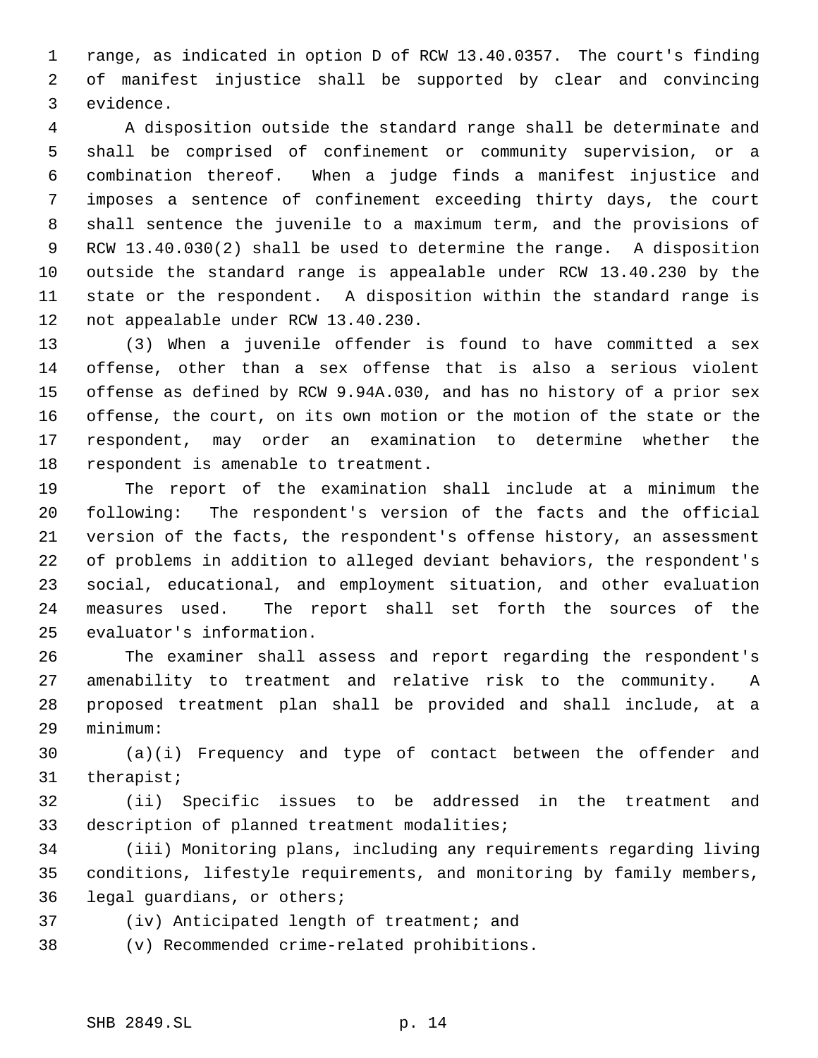range, as indicated in option D of RCW 13.40.0357. The court's finding of manifest injustice shall be supported by clear and convincing evidence.

A disposition outside the standard range shall be determinate and shall be comprised of confinement or community supervision, or a combination thereof. When a judge finds a manifest injustice and imposes a sentence of confinement exceeding thirty days, the court shall sentence the juvenile to a maximum term, and the provisions of RCW 13.40.030(2) shall be used to determine the range. A disposition outside the standard range is appealable under RCW 13.40.230 by the state or the respondent. A disposition within the standard range is not appealable under RCW 13.40.230.

(3) When a juvenile offender is found to have committed a sex offense, other than a sex offense that is also a serious violent offense as defined by RCW 9.94A.030, and has no history of a prior sex offense, the court, on its own motion or the motion of the state or the respondent, may order an examination to determine whether the respondent is amenable to treatment.

The report of the examination shall include at a minimum the following: The respondent's version of the facts and the official version of the facts, the respondent's offense history, an assessment of problems in addition to alleged deviant behaviors, the respondent's social, educational, and employment situation, and other evaluation measures used. The report shall set forth the sources of the evaluator's information.

The examiner shall assess and report regarding the respondent's amenability to treatment and relative risk to the community. A proposed treatment plan shall be provided and shall include, at a minimum:

(a)(i) Frequency and type of contact between the offender and therapist;

(ii) Specific issues to be addressed in the treatment and description of planned treatment modalities;

(iii) Monitoring plans, including any requirements regarding living conditions, lifestyle requirements, and monitoring by family members, legal guardians, or others;

(iv) Anticipated length of treatment; and

(v) Recommended crime-related prohibitions.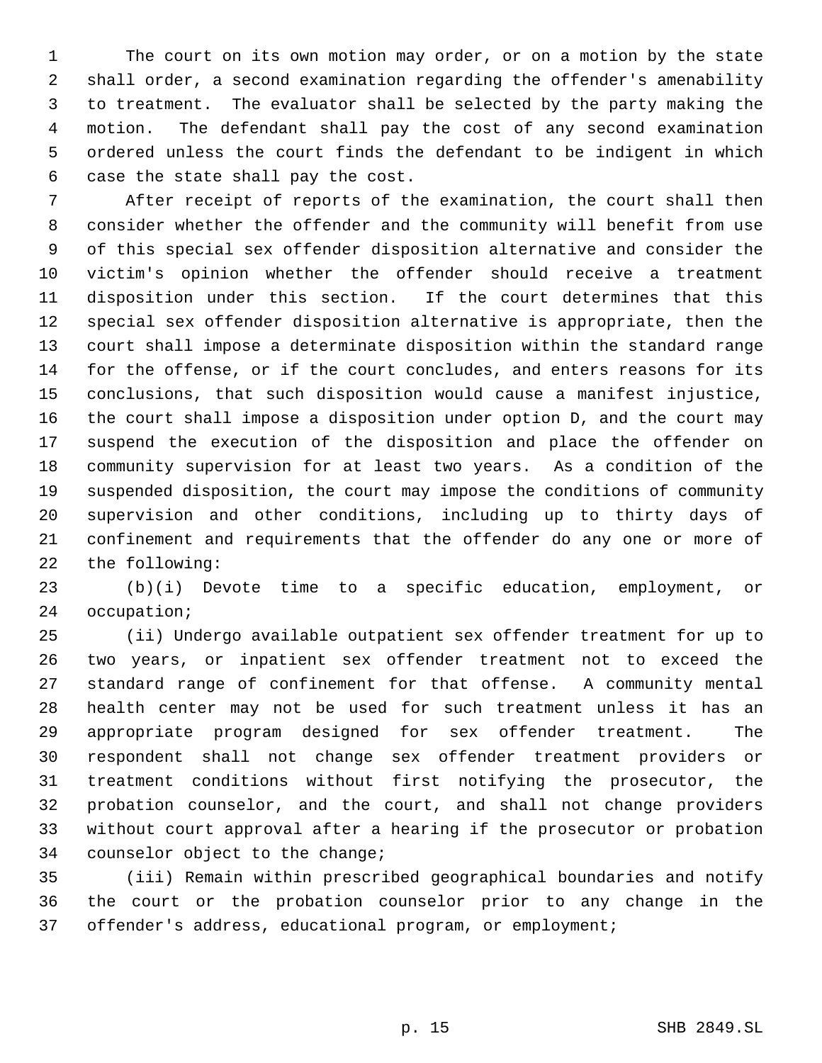The court on its own motion may order, or on a motion by the state shall order, a second examination regarding the offender's amenability to treatment. The evaluator shall be selected by the party making the motion. The defendant shall pay the cost of any second examination ordered unless the court finds the defendant to be indigent in which case the state shall pay the cost.

After receipt of reports of the examination, the court shall then consider whether the offender and the community will benefit from use of this special sex offender disposition alternative and consider the victim's opinion whether the offender should receive a treatment disposition under this section. If the court determines that this special sex offender disposition alternative is appropriate, then the court shall impose a determinate disposition within the standard range for the offense, or if the court concludes, and enters reasons for its conclusions, that such disposition would cause a manifest injustice, the court shall impose a disposition under option D, and the court may suspend the execution of the disposition and place the offender on community supervision for at least two years. As a condition of the suspended disposition, the court may impose the conditions of community supervision and other conditions, including up to thirty days of confinement and requirements that the offender do any one or more of the following:

(b)(i) Devote time to a specific education, employment, or occupation;

(ii) Undergo available outpatient sex offender treatment for up to two years, or inpatient sex offender treatment not to exceed the standard range of confinement for that offense. A community mental health center may not be used for such treatment unless it has an appropriate program designed for sex offender treatment. The respondent shall not change sex offender treatment providers or treatment conditions without first notifying the prosecutor, the probation counselor, and the court, and shall not change providers without court approval after a hearing if the prosecutor or probation counselor object to the change;

(iii) Remain within prescribed geographical boundaries and notify the court or the probation counselor prior to any change in the offender's address, educational program, or employment;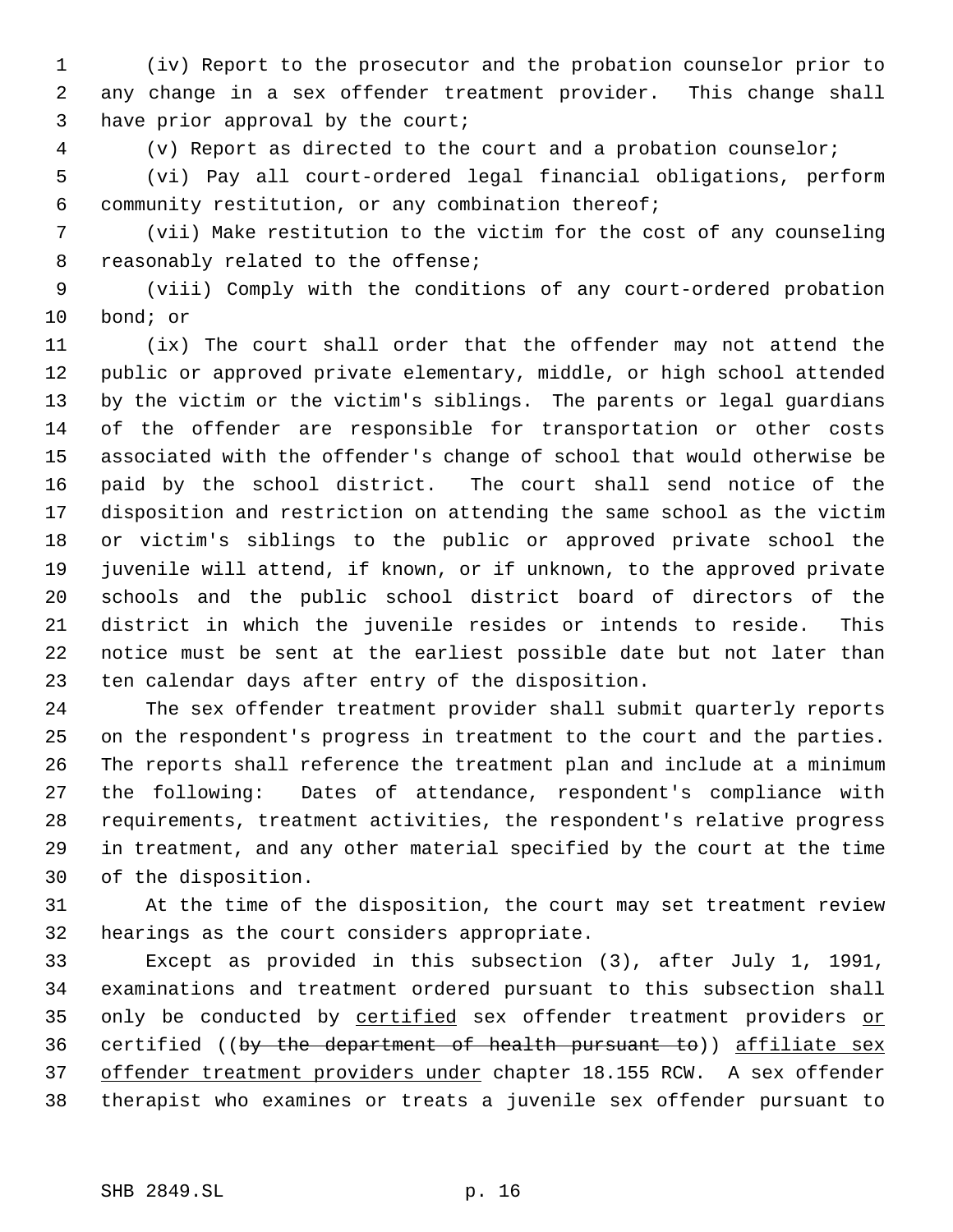(iv) Report to the prosecutor and the probation counselor prior to any change in a sex offender treatment provider. This change shall have prior approval by the court;

(v) Report as directed to the court and a probation counselor;

(vi) Pay all court-ordered legal financial obligations, perform community restitution, or any combination thereof;

(vii) Make restitution to the victim for the cost of any counseling reasonably related to the offense;

(viii) Comply with the conditions of any court-ordered probation bond; or

(ix) The court shall order that the offender may not attend the public or approved private elementary, middle, or high school attended by the victim or the victim's siblings. The parents or legal guardians of the offender are responsible for transportation or other costs associated with the offender's change of school that would otherwise be paid by the school district. The court shall send notice of the disposition and restriction on attending the same school as the victim or victim's siblings to the public or approved private school the juvenile will attend, if known, or if unknown, to the approved private schools and the public school district board of directors of the district in which the juvenile resides or intends to reside. This notice must be sent at the earliest possible date but not later than ten calendar days after entry of the disposition.

The sex offender treatment provider shall submit quarterly reports on the respondent's progress in treatment to the court and the parties. The reports shall reference the treatment plan and include at a minimum the following: Dates of attendance, respondent's compliance with requirements, treatment activities, the respondent's relative progress in treatment, and any other material specified by the court at the time of the disposition.

At the time of the disposition, the court may set treatment review hearings as the court considers appropriate.

Except as provided in this subsection (3), after July 1, 1991, examinations and treatment ordered pursuant to this subsection shall only be conducted by <u>certified</u> sex offender treatment providers <u>or</u> certified ((~~by the department of health pursuant to~~)) <u>affiliate sex offender treatment providers under</u> chapter 18.155 RCW. A sex offender therapist who examines or treats a juvenile sex offender pursuant to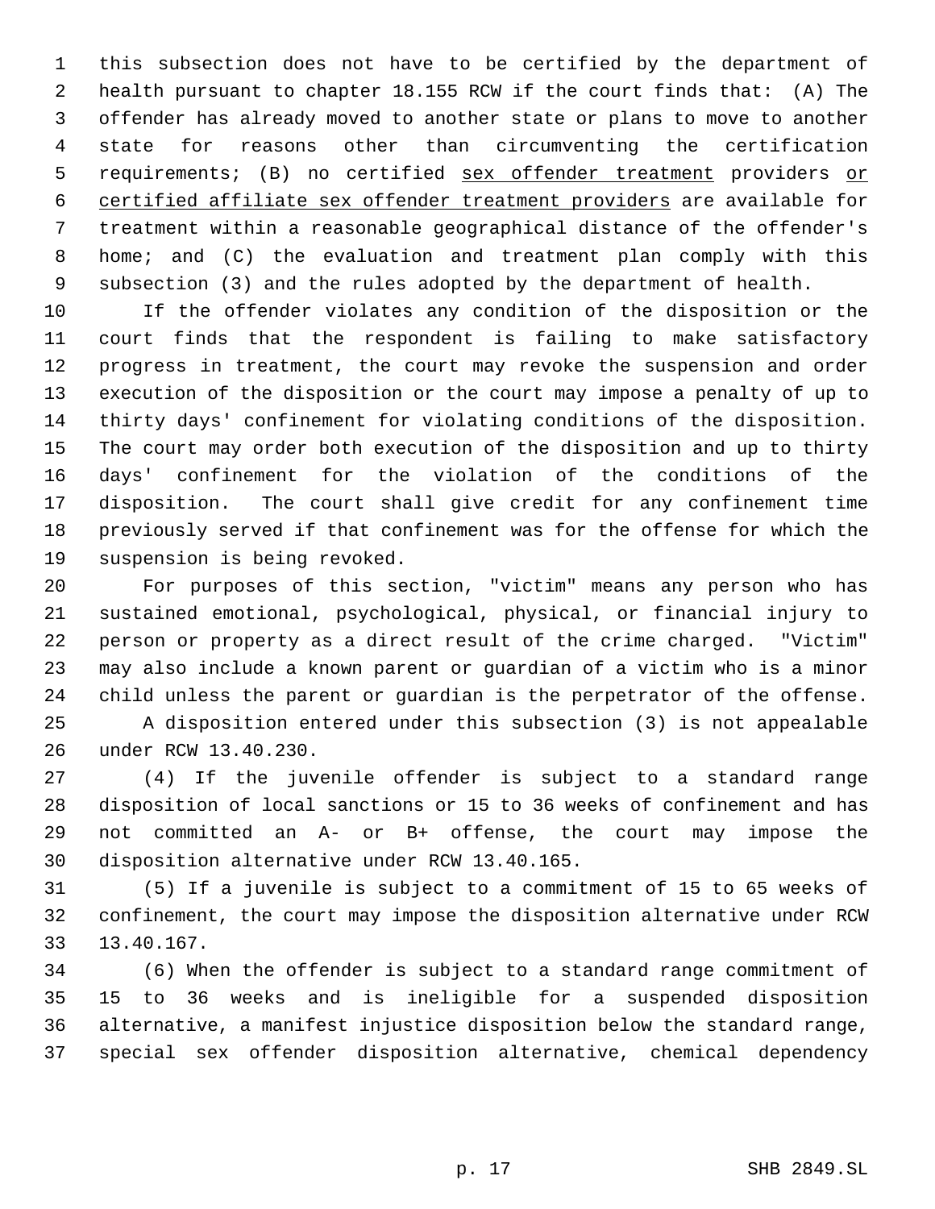this subsection does not have to be certified by the department of health pursuant to chapter 18.155 RCW if the court finds that: (A) The offender has already moved to another state or plans to move to another state for reasons other than circumventing the certification requirements; (B) no certified sex offender treatment providers or certified affiliate sex offender treatment providers are available for treatment within a reasonable geographical distance of the offender's home; and (C) the evaluation and treatment plan comply with this subsection (3) and the rules adopted by the department of health.

If the offender violates any condition of the disposition or the court finds that the respondent is failing to make satisfactory progress in treatment, the court may revoke the suspension and order execution of the disposition or the court may impose a penalty of up to thirty days' confinement for violating conditions of the disposition. The court may order both execution of the disposition and up to thirty days' confinement for the violation of the conditions of the disposition. The court shall give credit for any confinement time previously served if that confinement was for the offense for which the suspension is being revoked.

For purposes of this section, "victim" means any person who has sustained emotional, psychological, physical, or financial injury to person or property as a direct result of the crime charged. "Victim" may also include a known parent or guardian of a victim who is a minor child unless the parent or guardian is the perpetrator of the offense.

A disposition entered under this subsection (3) is not appealable under RCW 13.40.230.

(4) If the juvenile offender is subject to a standard range disposition of local sanctions or 15 to 36 weeks of confinement and has not committed an A- or B+ offense, the court may impose the disposition alternative under RCW 13.40.165.

(5) If a juvenile is subject to a commitment of 15 to 65 weeks of confinement, the court may impose the disposition alternative under RCW 13.40.167.

(6) When the offender is subject to a standard range commitment of 15 to 36 weeks and is ineligible for a suspended disposition alternative, a manifest injustice disposition below the standard range, special sex offender disposition alternative, chemical dependency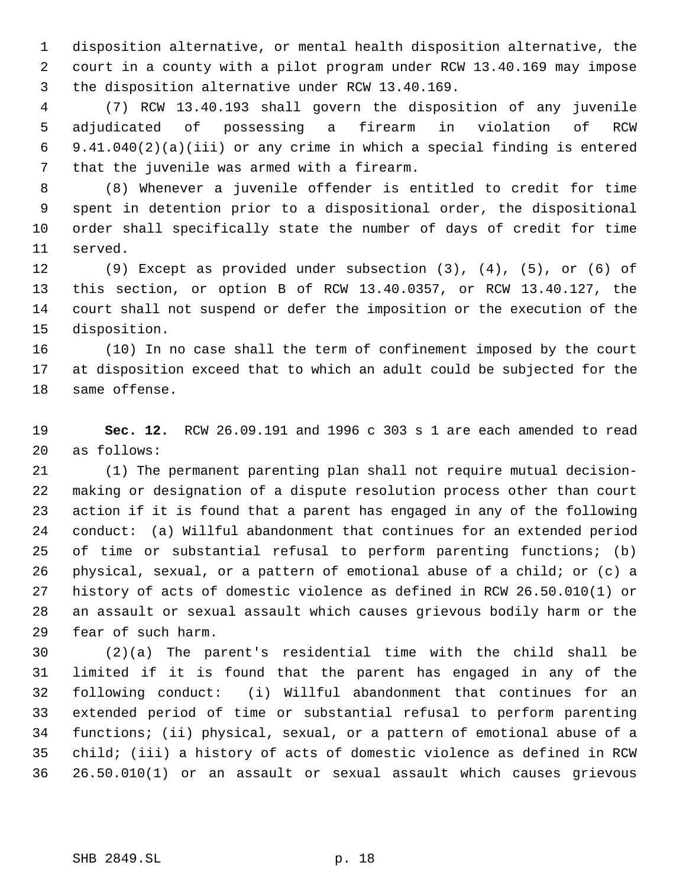disposition alternative, or mental health disposition alternative, the court in a county with a pilot program under RCW 13.40.169 may impose the disposition alternative under RCW 13.40.169.

(7) RCW 13.40.193 shall govern the disposition of any juvenile adjudicated of possessing a firearm in violation of RCW 9.41.040(2)(a)(iii) or any crime in which a special finding is entered that the juvenile was armed with a firearm.

(8) Whenever a juvenile offender is entitled to credit for time spent in detention prior to a dispositional order, the dispositional order shall specifically state the number of days of credit for time served.

(9) Except as provided under subsection (3), (4), (5), or (6) of this section, or option B of RCW 13.40.0357, or RCW 13.40.127, the court shall not suspend or defer the imposition or the execution of the disposition.

(10) In no case shall the term of confinement imposed by the court at disposition exceed that to which an adult could be subjected for the same offense.

**Sec. 12.** RCW 26.09.191 and 1996 c 303 s 1 are each amended to read as follows:

(1) The permanent parenting plan shall not require mutual decision-making or designation of a dispute resolution process other than court action if it is found that a parent has engaged in any of the following conduct: (a) Willful abandonment that continues for an extended period of time or substantial refusal to perform parenting functions; (b) physical, sexual, or a pattern of emotional abuse of a child; or (c) a history of acts of domestic violence as defined in RCW 26.50.010(1) or an assault or sexual assault which causes grievous bodily harm or the fear of such harm.

(2)(a) The parent's residential time with the child shall be limited if it is found that the parent has engaged in any of the following conduct: (i) Willful abandonment that continues for an extended period of time or substantial refusal to perform parenting functions; (ii) physical, sexual, or a pattern of emotional abuse of a child; (iii) a history of acts of domestic violence as defined in RCW 26.50.010(1) or an assault or sexual assault which causes grievous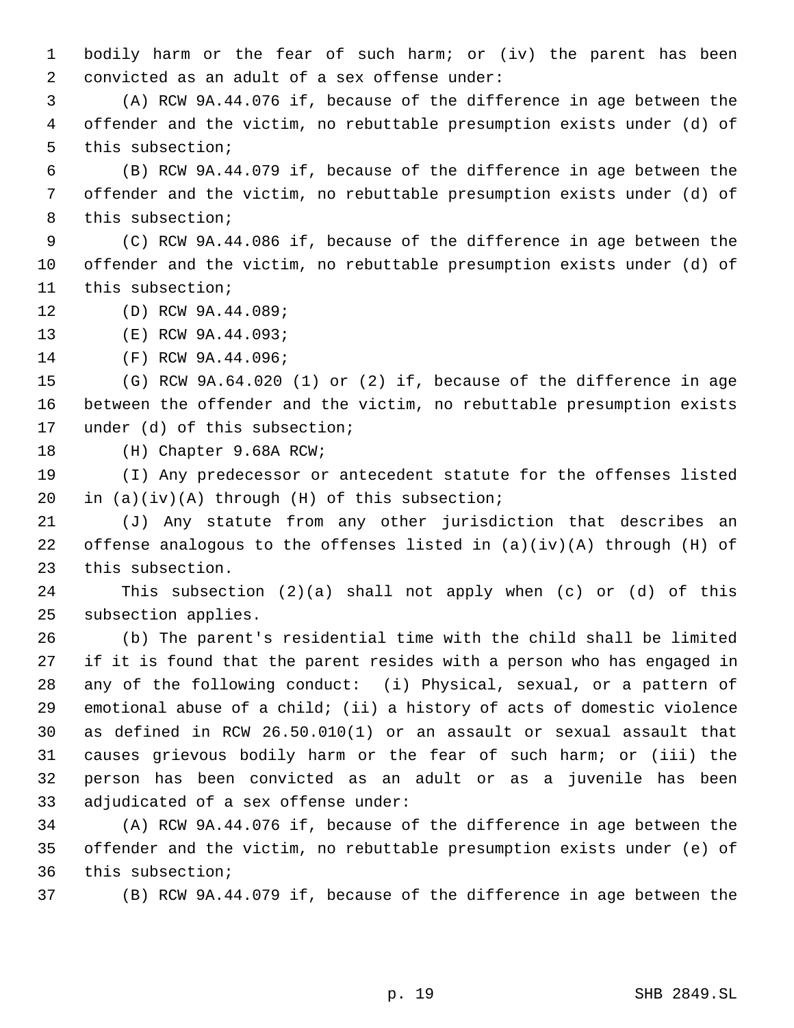bodily harm or the fear of such harm; or (iv) the parent has been convicted as an adult of a sex offense under:

(A) RCW 9A.44.076 if, because of the difference in age between the offender and the victim, no rebuttable presumption exists under (d) of this subsection;

(B) RCW 9A.44.079 if, because of the difference in age between the offender and the victim, no rebuttable presumption exists under (d) of this subsection;

(C) RCW 9A.44.086 if, because of the difference in age between the offender and the victim, no rebuttable presumption exists under (d) of this subsection;

(D) RCW 9A.44.089;

(E) RCW 9A.44.093;

(F) RCW 9A.44.096;

(G) RCW 9A.64.020 (1) or (2) if, because of the difference in age between the offender and the victim, no rebuttable presumption exists under (d) of this subsection;

(H) Chapter 9.68A RCW;

(I) Any predecessor or antecedent statute for the offenses listed in (a)(iv)(A) through (H) of this subsection;

(J) Any statute from any other jurisdiction that describes an offense analogous to the offenses listed in (a)(iv)(A) through (H) of this subsection.

This subsection (2)(a) shall not apply when (c) or (d) of this subsection applies.

(b) The parent's residential time with the child shall be limited if it is found that the parent resides with a person who has engaged in any of the following conduct: (i) Physical, sexual, or a pattern of emotional abuse of a child; (ii) a history of acts of domestic violence as defined in RCW 26.50.010(1) or an assault or sexual assault that causes grievous bodily harm or the fear of such harm; or (iii) the person has been convicted as an adult or as a juvenile has been adjudicated of a sex offense under:

(A) RCW 9A.44.076 if, because of the difference in age between the offender and the victim, no rebuttable presumption exists under (e) of this subsection;

(B) RCW 9A.44.079 if, because of the difference in age between the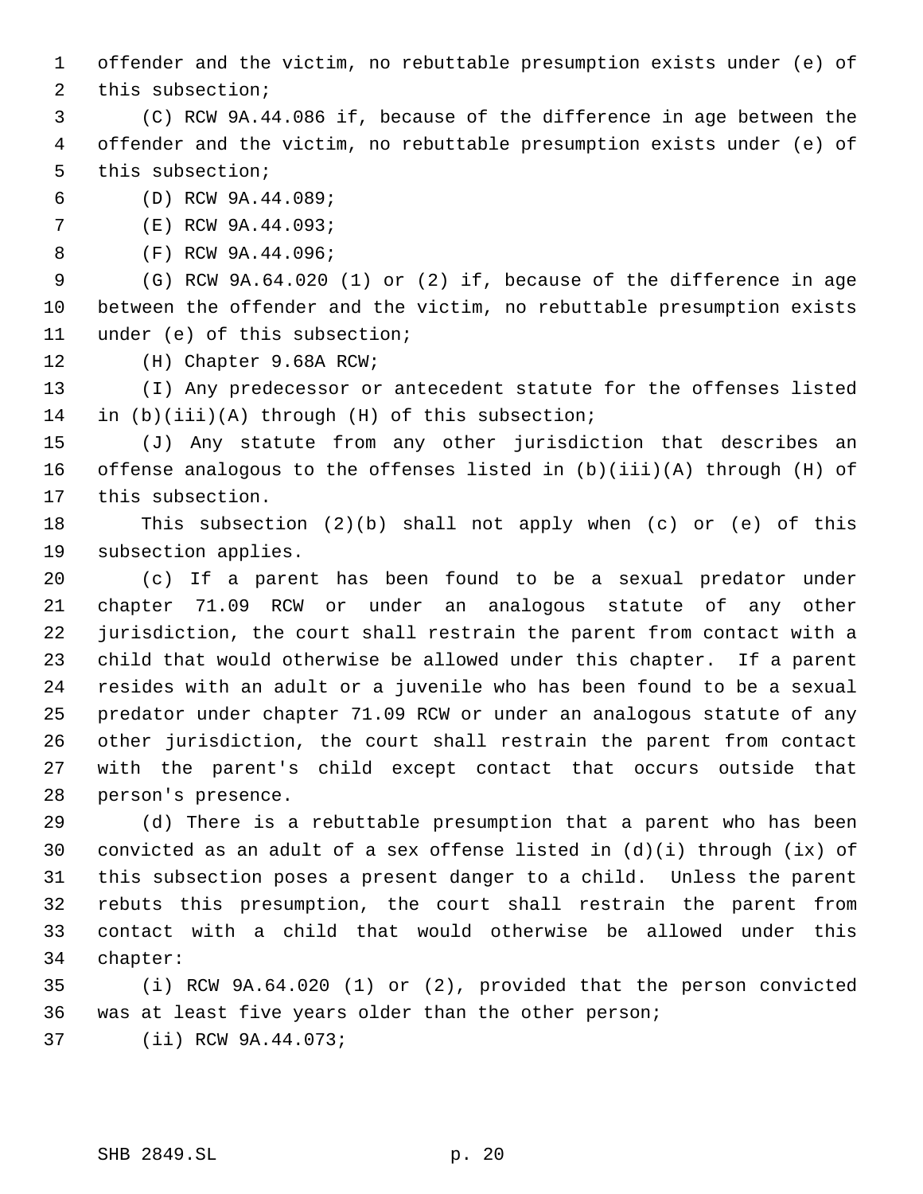offender and the victim, no rebuttable presumption exists under (e) of this subsection;

(C) RCW 9A.44.086 if, because of the difference in age between the offender and the victim, no rebuttable presumption exists under (e) of this subsection;

(D) RCW 9A.44.089;

(E) RCW 9A.44.093;

(F) RCW 9A.44.096;

(G) RCW 9A.64.020 (1) or (2) if, because of the difference in age between the offender and the victim, no rebuttable presumption exists under (e) of this subsection;

(H) Chapter 9.68A RCW;

(I) Any predecessor or antecedent statute for the offenses listed in (b)(iii)(A) through (H) of this subsection;

(J) Any statute from any other jurisdiction that describes an offense analogous to the offenses listed in (b)(iii)(A) through (H) of this subsection.

This subsection (2)(b) shall not apply when (c) or (e) of this subsection applies.

(c) If a parent has been found to be a sexual predator under chapter 71.09 RCW or under an analogous statute of any other jurisdiction, the court shall restrain the parent from contact with a child that would otherwise be allowed under this chapter. If a parent resides with an adult or a juvenile who has been found to be a sexual predator under chapter 71.09 RCW or under an analogous statute of any other jurisdiction, the court shall restrain the parent from contact with the parent's child except contact that occurs outside that person's presence.

(d) There is a rebuttable presumption that a parent who has been convicted as an adult of a sex offense listed in (d)(i) through (ix) of this subsection poses a present danger to a child. Unless the parent rebuts this presumption, the court shall restrain the parent from contact with a child that would otherwise be allowed under this chapter:

(i) RCW 9A.64.020 (1) or (2), provided that the person convicted was at least five years older than the other person;

(ii) RCW 9A.44.073;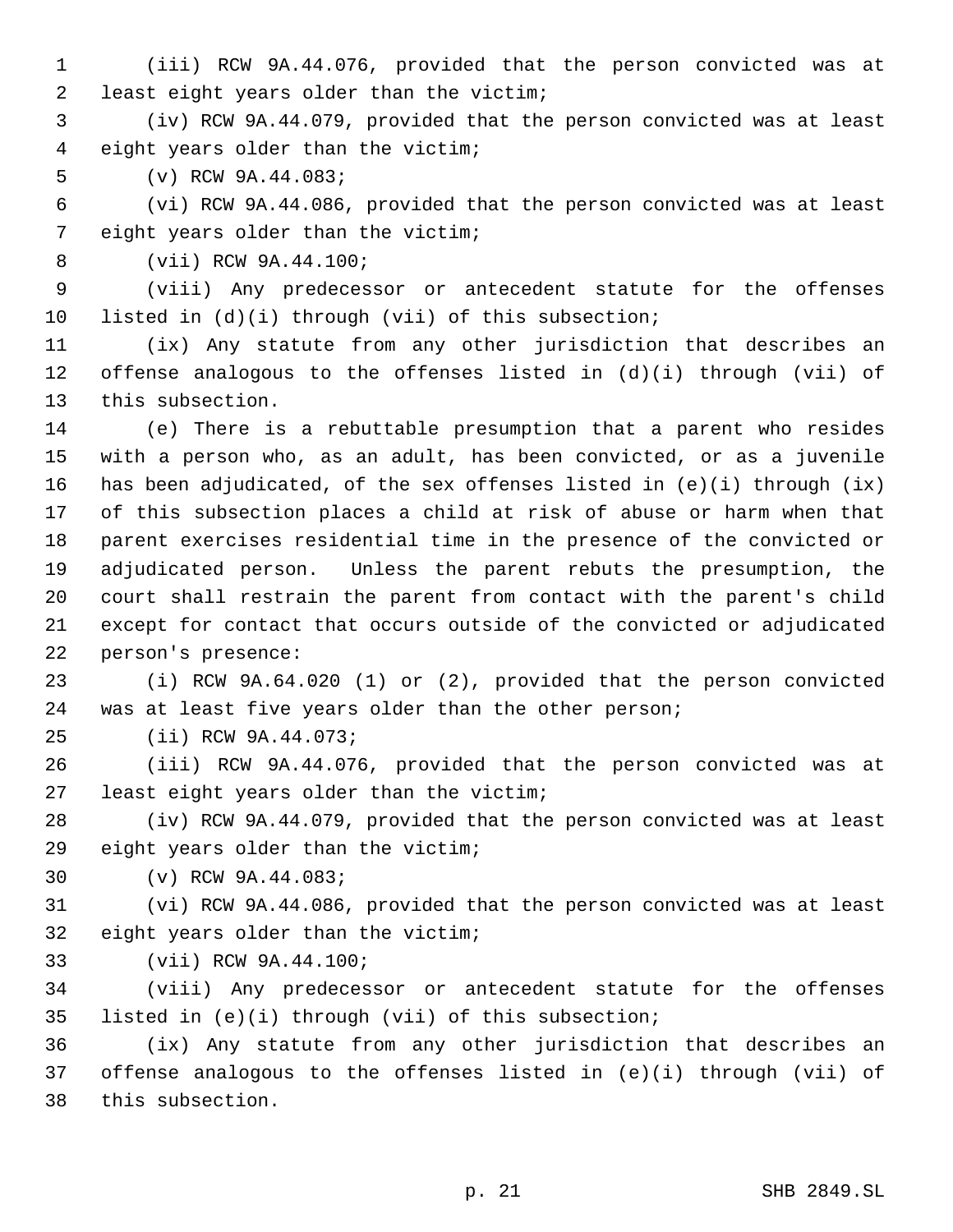(iii) RCW 9A.44.076, provided that the person convicted was at least eight years older than the victim;

(iv) RCW 9A.44.079, provided that the person convicted was at least eight years older than the victim;

(v) RCW 9A.44.083;

(vi) RCW 9A.44.086, provided that the person convicted was at least eight years older than the victim;

(vii) RCW 9A.44.100;

(viii) Any predecessor or antecedent statute for the offenses listed in (d)(i) through (vii) of this subsection;

(ix) Any statute from any other jurisdiction that describes an offense analogous to the offenses listed in (d)(i) through (vii) of this subsection.

(e) There is a rebuttable presumption that a parent who resides with a person who, as an adult, has been convicted, or as a juvenile has been adjudicated, of the sex offenses listed in (e)(i) through (ix) of this subsection places a child at risk of abuse or harm when that parent exercises residential time in the presence of the convicted or adjudicated person. Unless the parent rebuts the presumption, the court shall restrain the parent from contact with the parent's child except for contact that occurs outside of the convicted or adjudicated person's presence:

(i) RCW 9A.64.020 (1) or (2), provided that the person convicted was at least five years older than the other person;

(ii) RCW 9A.44.073;

(iii) RCW 9A.44.076, provided that the person convicted was at least eight years older than the victim;

(iv) RCW 9A.44.079, provided that the person convicted was at least eight years older than the victim;

(v) RCW 9A.44.083;

(vi) RCW 9A.44.086, provided that the person convicted was at least eight years older than the victim;

(vii) RCW 9A.44.100;

(viii) Any predecessor or antecedent statute for the offenses listed in (e)(i) through (vii) of this subsection;

(ix) Any statute from any other jurisdiction that describes an offense analogous to the offenses listed in (e)(i) through (vii) of this subsection.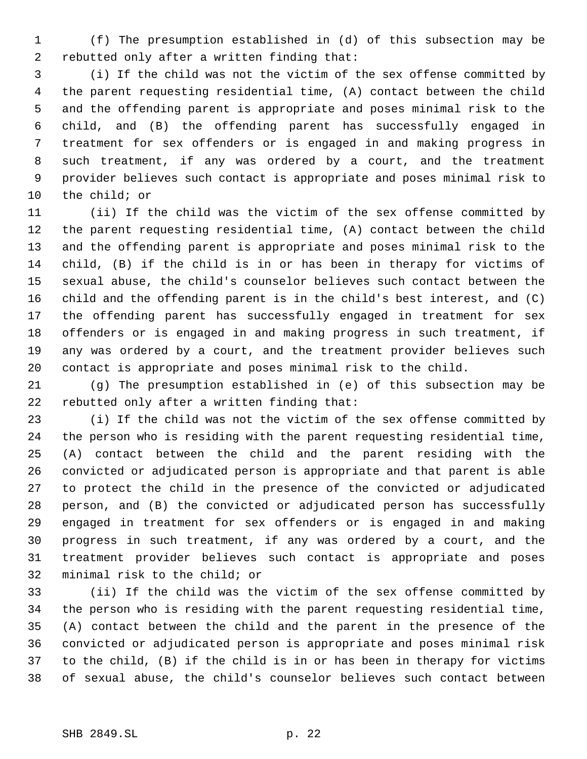(f) The presumption established in (d) of this subsection may be rebutted only after a written finding that:

(i) If the child was not the victim of the sex offense committed by the parent requesting residential time, (A) contact between the child and the offending parent is appropriate and poses minimal risk to the child, and (B) the offending parent has successfully engaged in treatment for sex offenders or is engaged in and making progress in such treatment, if any was ordered by a court, and the treatment provider believes such contact is appropriate and poses minimal risk to the child; or

(ii) If the child was the victim of the sex offense committed by the parent requesting residential time, (A) contact between the child and the offending parent is appropriate and poses minimal risk to the child, (B) if the child is in or has been in therapy for victims of sexual abuse, the child's counselor believes such contact between the child and the offending parent is in the child's best interest, and (C) the offending parent has successfully engaged in treatment for sex offenders or is engaged in and making progress in such treatment, if any was ordered by a court, and the treatment provider believes such contact is appropriate and poses minimal risk to the child.

(g) The presumption established in (e) of this subsection may be rebutted only after a written finding that:

(i) If the child was not the victim of the sex offense committed by the person who is residing with the parent requesting residential time, (A) contact between the child and the parent residing with the convicted or adjudicated person is appropriate and that parent is able to protect the child in the presence of the convicted or adjudicated person, and (B) the convicted or adjudicated person has successfully engaged in treatment for sex offenders or is engaged in and making progress in such treatment, if any was ordered by a court, and the treatment provider believes such contact is appropriate and poses minimal risk to the child; or

(ii) If the child was the victim of the sex offense committed by the person who is residing with the parent requesting residential time, (A) contact between the child and the parent in the presence of the convicted or adjudicated person is appropriate and poses minimal risk to the child, (B) if the child is in or has been in therapy for victims of sexual abuse, the child's counselor believes such contact between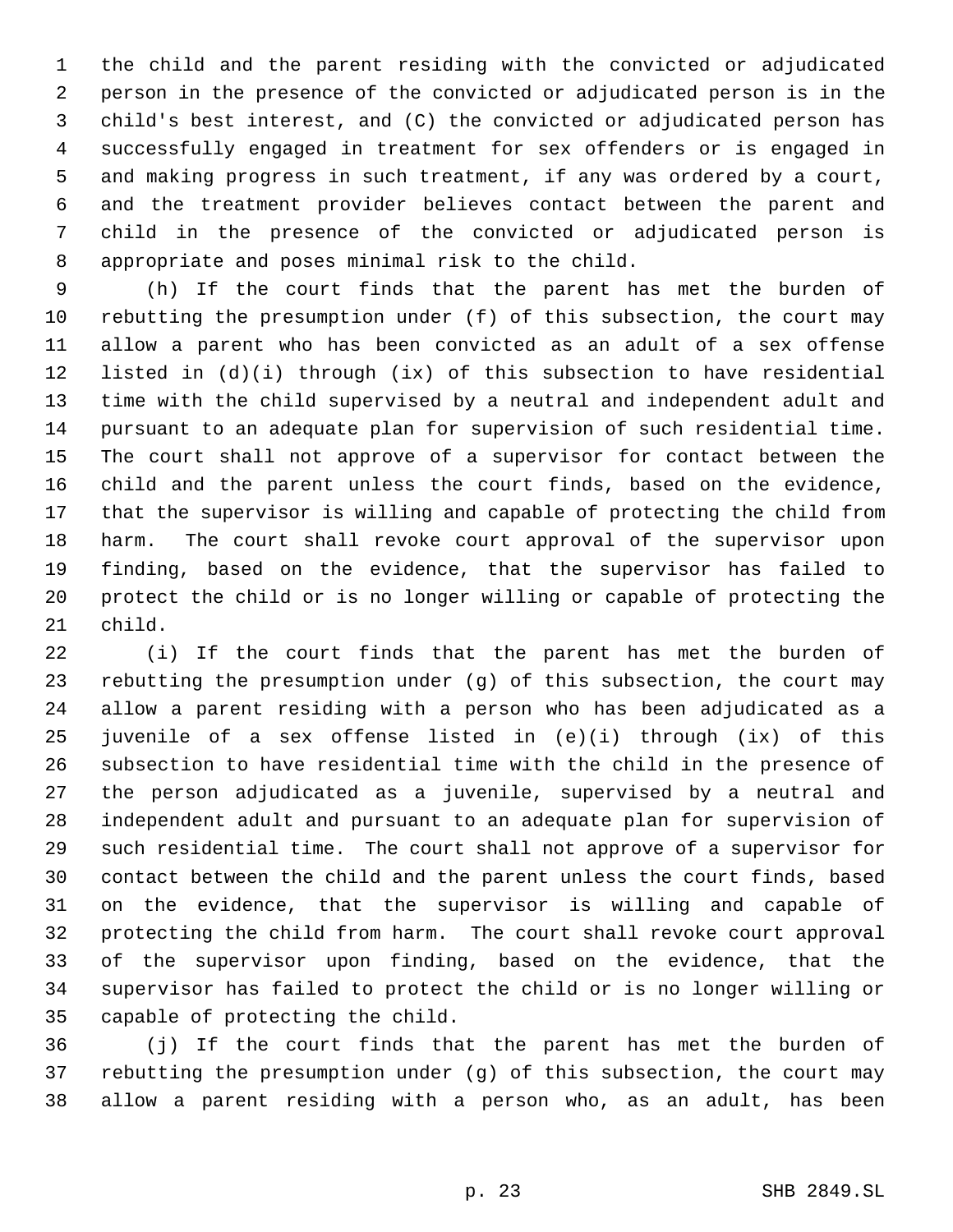the child and the parent residing with the convicted or adjudicated person in the presence of the convicted or adjudicated person is in the child's best interest, and (C) the convicted or adjudicated person has successfully engaged in treatment for sex offenders or is engaged in and making progress in such treatment, if any was ordered by a court, and the treatment provider believes contact between the parent and child in the presence of the convicted or adjudicated person is appropriate and poses minimal risk to the child.

(h) If the court finds that the parent has met the burden of rebutting the presumption under (f) of this subsection, the court may allow a parent who has been convicted as an adult of a sex offense listed in (d)(i) through (ix) of this subsection to have residential time with the child supervised by a neutral and independent adult and pursuant to an adequate plan for supervision of such residential time. The court shall not approve of a supervisor for contact between the child and the parent unless the court finds, based on the evidence, that the supervisor is willing and capable of protecting the child from harm. The court shall revoke court approval of the supervisor upon finding, based on the evidence, that the supervisor has failed to protect the child or is no longer willing or capable of protecting the child.

(i) If the court finds that the parent has met the burden of rebutting the presumption under (g) of this subsection, the court may allow a parent residing with a person who has been adjudicated as a juvenile of a sex offense listed in (e)(i) through (ix) of this subsection to have residential time with the child in the presence of the person adjudicated as a juvenile, supervised by a neutral and independent adult and pursuant to an adequate plan for supervision of such residential time. The court shall not approve of a supervisor for contact between the child and the parent unless the court finds, based on the evidence, that the supervisor is willing and capable of protecting the child from harm. The court shall revoke court approval of the supervisor upon finding, based on the evidence, that the supervisor has failed to protect the child or is no longer willing or capable of protecting the child.

(j) If the court finds that the parent has met the burden of rebutting the presumption under (g) of this subsection, the court may allow a parent residing with a person who, as an adult, has been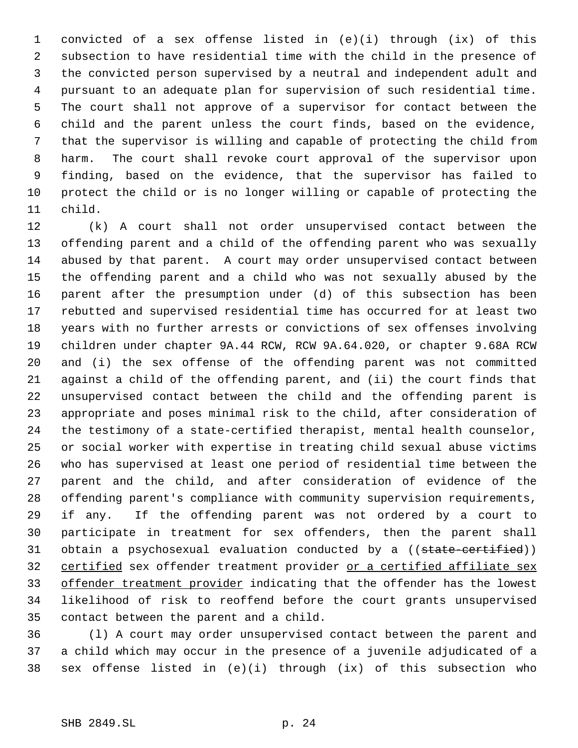convicted of a sex offense listed in (e)(i) through (ix) of this subsection to have residential time with the child in the presence of the convicted person supervised by a neutral and independent adult and pursuant to an adequate plan for supervision of such residential time. The court shall not approve of a supervisor for contact between the child and the parent unless the court finds, based on the evidence, that the supervisor is willing and capable of protecting the child from harm. The court shall revoke court approval of the supervisor upon finding, based on the evidence, that the supervisor has failed to protect the child or is no longer willing or capable of protecting the child.

(k) A court shall not order unsupervised contact between the offending parent and a child of the offending parent who was sexually abused by that parent. A court may order unsupervised contact between the offending parent and a child who was not sexually abused by the parent after the presumption under (d) of this subsection has been rebutted and supervised residential time has occurred for at least two years with no further arrests or convictions of sex offenses involving children under chapter 9A.44 RCW, RCW 9A.64.020, or chapter 9.68A RCW and (i) the sex offense of the offending parent was not committed against a child of the offending parent, and (ii) the court finds that unsupervised contact between the child and the offending parent is appropriate and poses minimal risk to the child, after consideration of the testimony of a state-certified therapist, mental health counselor, or social worker with expertise in treating child sexual abuse victims who has supervised at least one period of residential time between the parent and the child, and after consideration of evidence of the offending parent's compliance with community supervision requirements, if any. If the offending parent was not ordered by a court to participate in treatment for sex offenders, then the parent shall obtain a psychosexual evaluation conducted by a ((~~state-certified~~)) <u>certified</u> sex offender treatment provider <u>or a certified affiliate sex offender treatment provider</u> indicating that the offender has the lowest likelihood of risk to reoffend before the court grants unsupervised contact between the parent and a child.

(l) A court may order unsupervised contact between the parent and a child which may occur in the presence of a juvenile adjudicated of a sex offense listed in (e)(i) through (ix) of this subsection who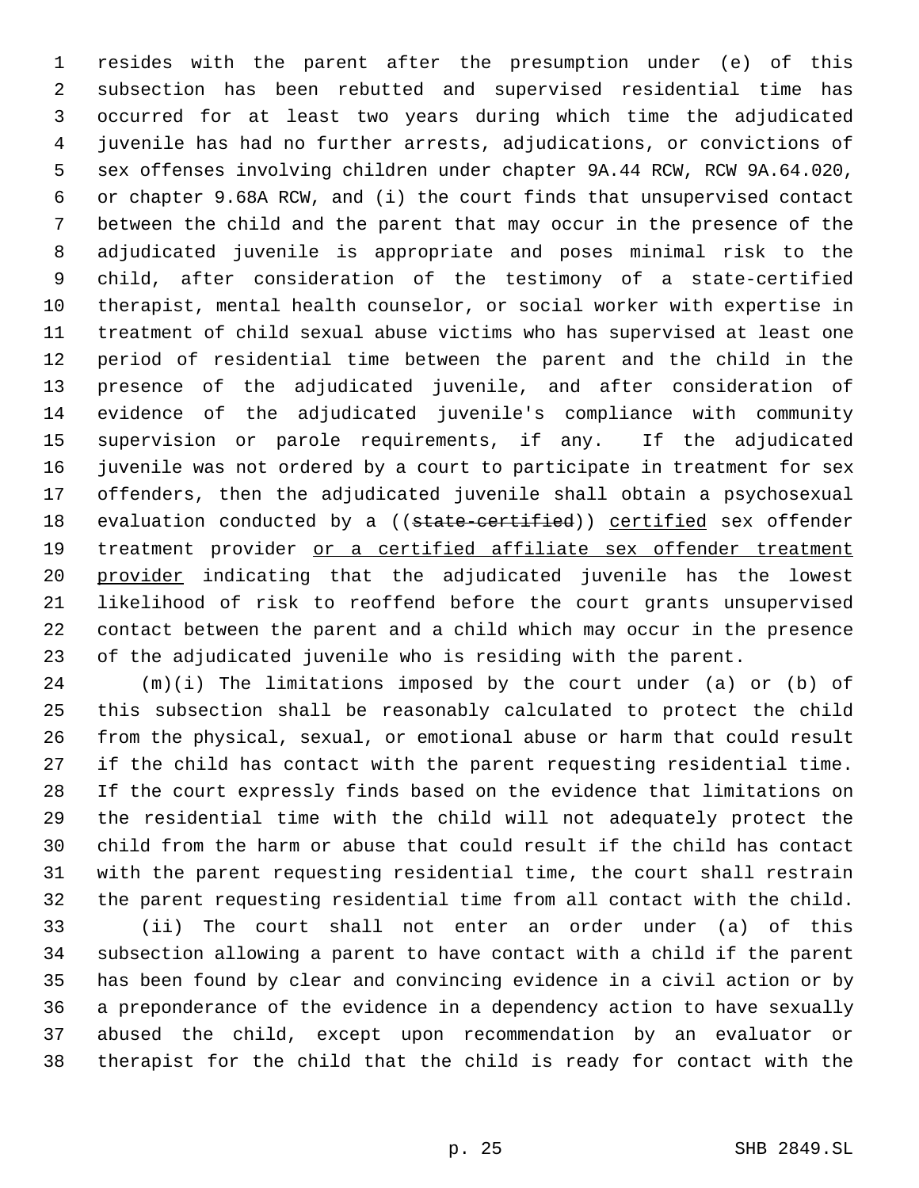resides with the parent after the presumption under (e) of this subsection has been rebutted and supervised residential time has occurred for at least two years during which time the adjudicated juvenile has had no further arrests, adjudications, or convictions of sex offenses involving children under chapter 9A.44 RCW, RCW 9A.64.020, or chapter 9.68A RCW, and (i) the court finds that unsupervised contact between the child and the parent that may occur in the presence of the adjudicated juvenile is appropriate and poses minimal risk to the child, after consideration of the testimony of a state-certified therapist, mental health counselor, or social worker with expertise in treatment of child sexual abuse victims who has supervised at least one period of residential time between the parent and the child in the presence of the adjudicated juvenile, and after consideration of evidence of the adjudicated juvenile's compliance with community supervision or parole requirements, if any. If the adjudicated juvenile was not ordered by a court to participate in treatment for sex offenders, then the adjudicated juvenile shall obtain a psychosexual evaluation conducted by a ((~~state-certified~~)) <u>certified</u> sex offender treatment provider <u>or a certified affiliate sex offender treatment provider</u> indicating that the adjudicated juvenile has the lowest likelihood of risk to reoffend before the court grants unsupervised contact between the parent and a child which may occur in the presence of the adjudicated juvenile who is residing with the parent.

(m)(i) The limitations imposed by the court under (a) or (b) of this subsection shall be reasonably calculated to protect the child from the physical, sexual, or emotional abuse or harm that could result if the child has contact with the parent requesting residential time. If the court expressly finds based on the evidence that limitations on the residential time with the child will not adequately protect the child from the harm or abuse that could result if the child has contact with the parent requesting residential time, the court shall restrain the parent requesting residential time from all contact with the child.

(ii) The court shall not enter an order under (a) of this subsection allowing a parent to have contact with a child if the parent has been found by clear and convincing evidence in a civil action or by a preponderance of the evidence in a dependency action to have sexually abused the child, except upon recommendation by an evaluator or therapist for the child that the child is ready for contact with the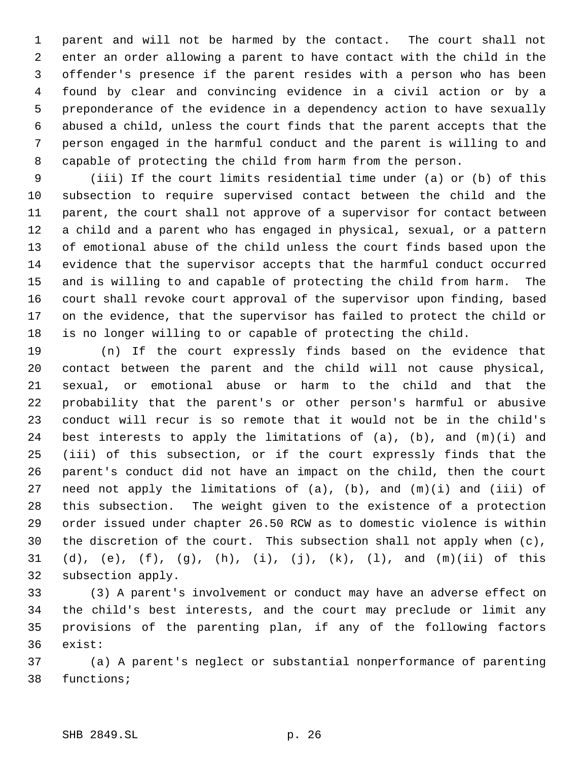parent and will not be harmed by the contact. The court shall not enter an order allowing a parent to have contact with the child in the offender's presence if the parent resides with a person who has been found by clear and convincing evidence in a civil action or by a preponderance of the evidence in a dependency action to have sexually abused a child, unless the court finds that the parent accepts that the person engaged in the harmful conduct and the parent is willing to and capable of protecting the child from harm from the person.

(iii) If the court limits residential time under (a) or (b) of this subsection to require supervised contact between the child and the parent, the court shall not approve of a supervisor for contact between a child and a parent who has engaged in physical, sexual, or a pattern of emotional abuse of the child unless the court finds based upon the evidence that the supervisor accepts that the harmful conduct occurred and is willing to and capable of protecting the child from harm. The court shall revoke court approval of the supervisor upon finding, based on the evidence, that the supervisor has failed to protect the child or is no longer willing to or capable of protecting the child.

(n) If the court expressly finds based on the evidence that contact between the parent and the child will not cause physical, sexual, or emotional abuse or harm to the child and that the probability that the parent's or other person's harmful or abusive conduct will recur is so remote that it would not be in the child's best interests to apply the limitations of (a), (b), and (m)(i) and (iii) of this subsection, or if the court expressly finds that the parent's conduct did not have an impact on the child, then the court need not apply the limitations of (a), (b), and (m)(i) and (iii) of this subsection. The weight given to the existence of a protection order issued under chapter 26.50 RCW as to domestic violence is within the discretion of the court. This subsection shall not apply when (c), (d), (e), (f), (g), (h), (i), (j), (k), (l), and (m)(ii) of this subsection apply.

(3) A parent's involvement or conduct may have an adverse effect on the child's best interests, and the court may preclude or limit any provisions of the parenting plan, if any of the following factors exist:

(a) A parent's neglect or substantial nonperformance of parenting functions;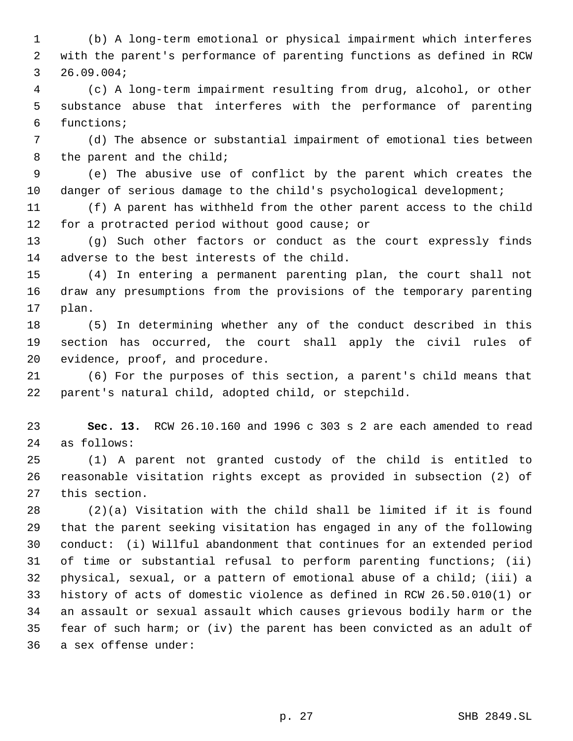(b) A long-term emotional or physical impairment which interferes with the parent's performance of parenting functions as defined in RCW 26.09.004;

(c) A long-term impairment resulting from drug, alcohol, or other substance abuse that interferes with the performance of parenting functions;

(d) The absence or substantial impairment of emotional ties between the parent and the child;

(e) The abusive use of conflict by the parent which creates the danger of serious damage to the child's psychological development;

(f) A parent has withheld from the other parent access to the child for a protracted period without good cause; or

(g) Such other factors or conduct as the court expressly finds adverse to the best interests of the child.

(4) In entering a permanent parenting plan, the court shall not draw any presumptions from the provisions of the temporary parenting plan.

(5) In determining whether any of the conduct described in this section has occurred, the court shall apply the civil rules of evidence, proof, and procedure.

(6) For the purposes of this section, a parent's child means that parent's natural child, adopted child, or stepchild.

**Sec. 13.** RCW 26.10.160 and 1996 c 303 s 2 are each amended to read as follows:

(1) A parent not granted custody of the child is entitled to reasonable visitation rights except as provided in subsection (2) of this section.

(2)(a) Visitation with the child shall be limited if it is found that the parent seeking visitation has engaged in any of the following conduct: (i) Willful abandonment that continues for an extended period of time or substantial refusal to perform parenting functions; (ii) physical, sexual, or a pattern of emotional abuse of a child; (iii) a history of acts of domestic violence as defined in RCW 26.50.010(1) or an assault or sexual assault which causes grievous bodily harm or the fear of such harm; or (iv) the parent has been convicted as an adult of a sex offense under: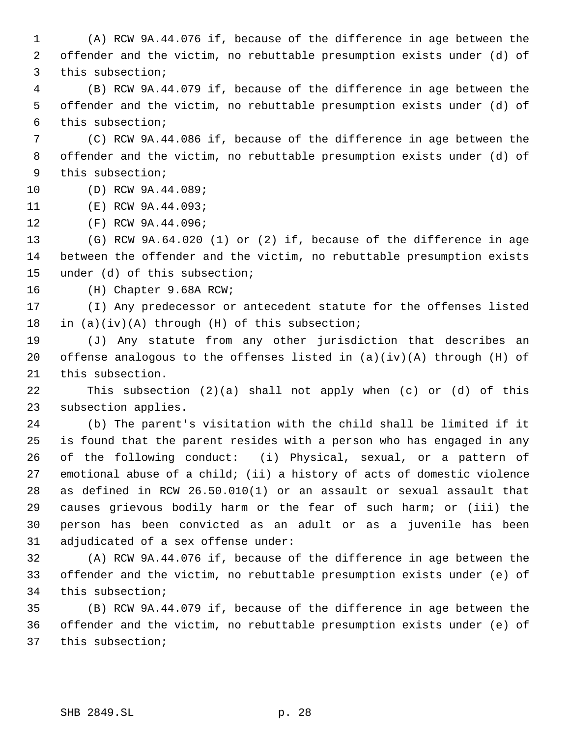(A) RCW 9A.44.076 if, because of the difference in age between the offender and the victim, no rebuttable presumption exists under (d) of this subsection;

(B) RCW 9A.44.079 if, because of the difference in age between the offender and the victim, no rebuttable presumption exists under (d) of this subsection;

(C) RCW 9A.44.086 if, because of the difference in age between the offender and the victim, no rebuttable presumption exists under (d) of this subsection;

(D) RCW 9A.44.089;

(E) RCW 9A.44.093;

(F) RCW 9A.44.096;

(G) RCW 9A.64.020 (1) or (2) if, because of the difference in age between the offender and the victim, no rebuttable presumption exists under (d) of this subsection;

(H) Chapter 9.68A RCW;

(I) Any predecessor or antecedent statute for the offenses listed in (a)(iv)(A) through (H) of this subsection;

(J) Any statute from any other jurisdiction that describes an offense analogous to the offenses listed in (a)(iv)(A) through (H) of this subsection.

This subsection (2)(a) shall not apply when (c) or (d) of this subsection applies.

(b) The parent's visitation with the child shall be limited if it is found that the parent resides with a person who has engaged in any of the following conduct: (i) Physical, sexual, or a pattern of emotional abuse of a child; (ii) a history of acts of domestic violence as defined in RCW 26.50.010(1) or an assault or sexual assault that causes grievous bodily harm or the fear of such harm; or (iii) the person has been convicted as an adult or as a juvenile has been adjudicated of a sex offense under:

(A) RCW 9A.44.076 if, because of the difference in age between the offender and the victim, no rebuttable presumption exists under (e) of this subsection;

(B) RCW 9A.44.079 if, because of the difference in age between the offender and the victim, no rebuttable presumption exists under (e) of this subsection;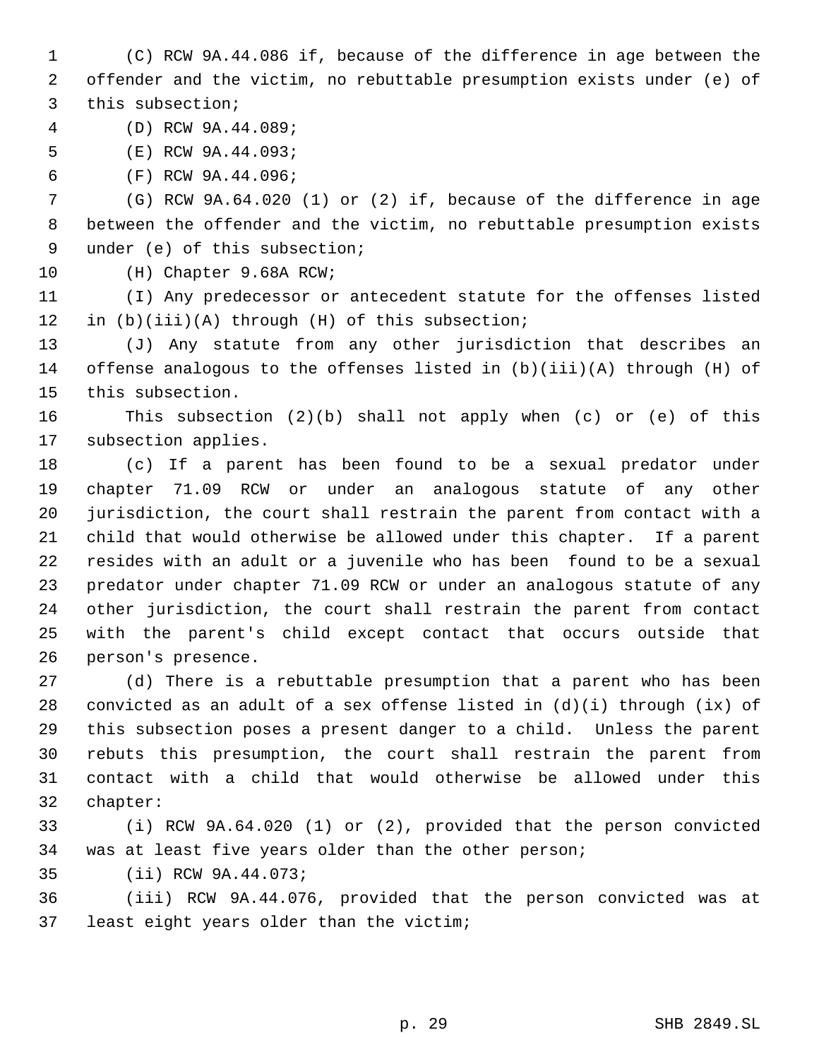(C) RCW 9A.44.086 if, because of the difference in age between the offender and the victim, no rebuttable presumption exists under (e) of this subsection;

(D) RCW 9A.44.089;

(E) RCW 9A.44.093;

(F) RCW 9A.44.096;

(G) RCW 9A.64.020 (1) or (2) if, because of the difference in age between the offender and the victim, no rebuttable presumption exists under (e) of this subsection;

(H) Chapter 9.68A RCW;

(I) Any predecessor or antecedent statute for the offenses listed in (b)(iii)(A) through (H) of this subsection;

(J) Any statute from any other jurisdiction that describes an offense analogous to the offenses listed in (b)(iii)(A) through (H) of this subsection.

This subsection (2)(b) shall not apply when (c) or (e) of this subsection applies.

(c) If a parent has been found to be a sexual predator under chapter 71.09 RCW or under an analogous statute of any other jurisdiction, the court shall restrain the parent from contact with a child that would otherwise be allowed under this chapter. If a parent resides with an adult or a juvenile who has been found to be a sexual predator under chapter 71.09 RCW or under an analogous statute of any other jurisdiction, the court shall restrain the parent from contact with the parent's child except contact that occurs outside that person's presence.

(d) There is a rebuttable presumption that a parent who has been convicted as an adult of a sex offense listed in (d)(i) through (ix) of this subsection poses a present danger to a child. Unless the parent rebuts this presumption, the court shall restrain the parent from contact with a child that would otherwise be allowed under this chapter:

(i) RCW 9A.64.020 (1) or (2), provided that the person convicted was at least five years older than the other person;

(ii) RCW 9A.44.073;

(iii) RCW 9A.44.076, provided that the person convicted was at least eight years older than the victim;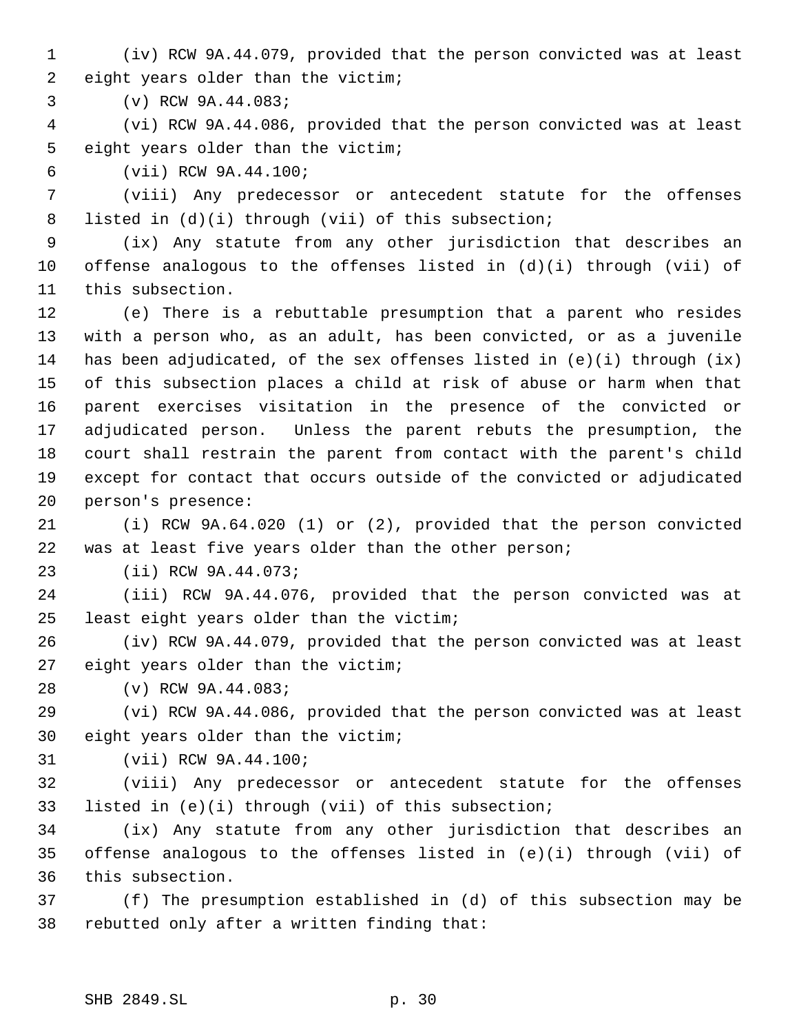(iv) RCW 9A.44.079, provided that the person convicted was at least eight years older than the victim;

(v) RCW 9A.44.083;

(vi) RCW 9A.44.086, provided that the person convicted was at least eight years older than the victim;

(vii) RCW 9A.44.100;

(viii) Any predecessor or antecedent statute for the offenses listed in (d)(i) through (vii) of this subsection;

(ix) Any statute from any other jurisdiction that describes an offense analogous to the offenses listed in (d)(i) through (vii) of this subsection.

(e) There is a rebuttable presumption that a parent who resides with a person who, as an adult, has been convicted, or as a juvenile has been adjudicated, of the sex offenses listed in (e)(i) through (ix) of this subsection places a child at risk of abuse or harm when that parent exercises visitation in the presence of the convicted or adjudicated person. Unless the parent rebuts the presumption, the court shall restrain the parent from contact with the parent's child except for contact that occurs outside of the convicted or adjudicated person's presence:

(i) RCW 9A.64.020 (1) or (2), provided that the person convicted was at least five years older than the other person;

(ii) RCW 9A.44.073;

(iii) RCW 9A.44.076, provided that the person convicted was at least eight years older than the victim;

(iv) RCW 9A.44.079, provided that the person convicted was at least eight years older than the victim;

(v) RCW 9A.44.083;

(vi) RCW 9A.44.086, provided that the person convicted was at least eight years older than the victim;

(vii) RCW 9A.44.100;

(viii) Any predecessor or antecedent statute for the offenses listed in (e)(i) through (vii) of this subsection;

(ix) Any statute from any other jurisdiction that describes an offense analogous to the offenses listed in (e)(i) through (vii) of this subsection.

(f) The presumption established in (d) of this subsection may be rebutted only after a written finding that: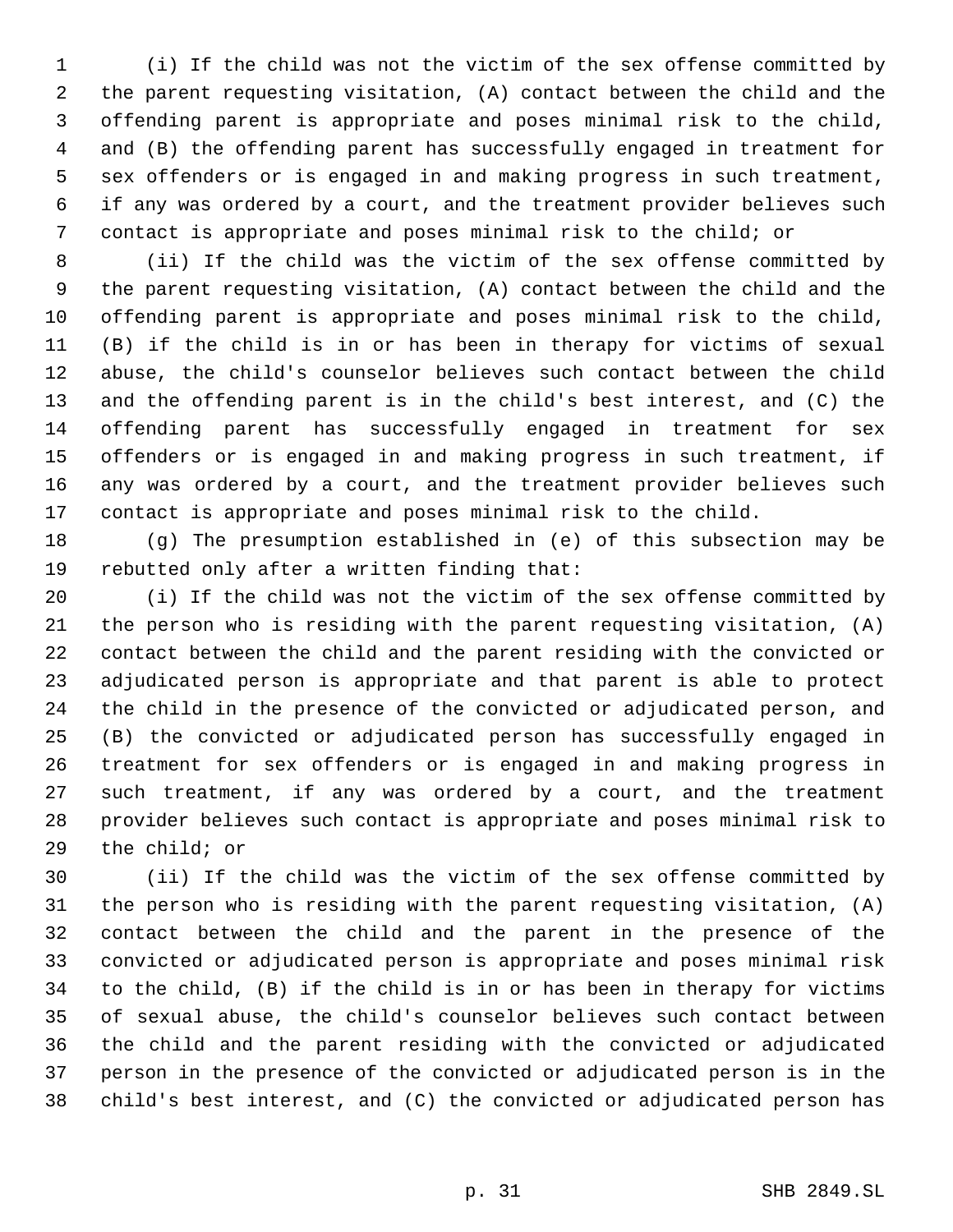(i) If the child was not the victim of the sex offense committed by the parent requesting visitation, (A) contact between the child and the offending parent is appropriate and poses minimal risk to the child, and (B) the offending parent has successfully engaged in treatment for sex offenders or is engaged in and making progress in such treatment, if any was ordered by a court, and the treatment provider believes such contact is appropriate and poses minimal risk to the child; or

(ii) If the child was the victim of the sex offense committed by the parent requesting visitation, (A) contact between the child and the offending parent is appropriate and poses minimal risk to the child, (B) if the child is in or has been in therapy for victims of sexual abuse, the child's counselor believes such contact between the child and the offending parent is in the child's best interest, and (C) the offending parent has successfully engaged in treatment for sex offenders or is engaged in and making progress in such treatment, if any was ordered by a court, and the treatment provider believes such contact is appropriate and poses minimal risk to the child.

(g) The presumption established in (e) of this subsection may be rebutted only after a written finding that:

(i) If the child was not the victim of the sex offense committed by the person who is residing with the parent requesting visitation, (A) contact between the child and the parent residing with the convicted or adjudicated person is appropriate and that parent is able to protect the child in the presence of the convicted or adjudicated person, and (B) the convicted or adjudicated person has successfully engaged in treatment for sex offenders or is engaged in and making progress in such treatment, if any was ordered by a court, and the treatment provider believes such contact is appropriate and poses minimal risk to the child; or

(ii) If the child was the victim of the sex offense committed by the person who is residing with the parent requesting visitation, (A) contact between the child and the parent in the presence of the convicted or adjudicated person is appropriate and poses minimal risk to the child, (B) if the child is in or has been in therapy for victims of sexual abuse, the child's counselor believes such contact between the child and the parent residing with the convicted or adjudicated person in the presence of the convicted or adjudicated person is in the child's best interest, and (C) the convicted or adjudicated person has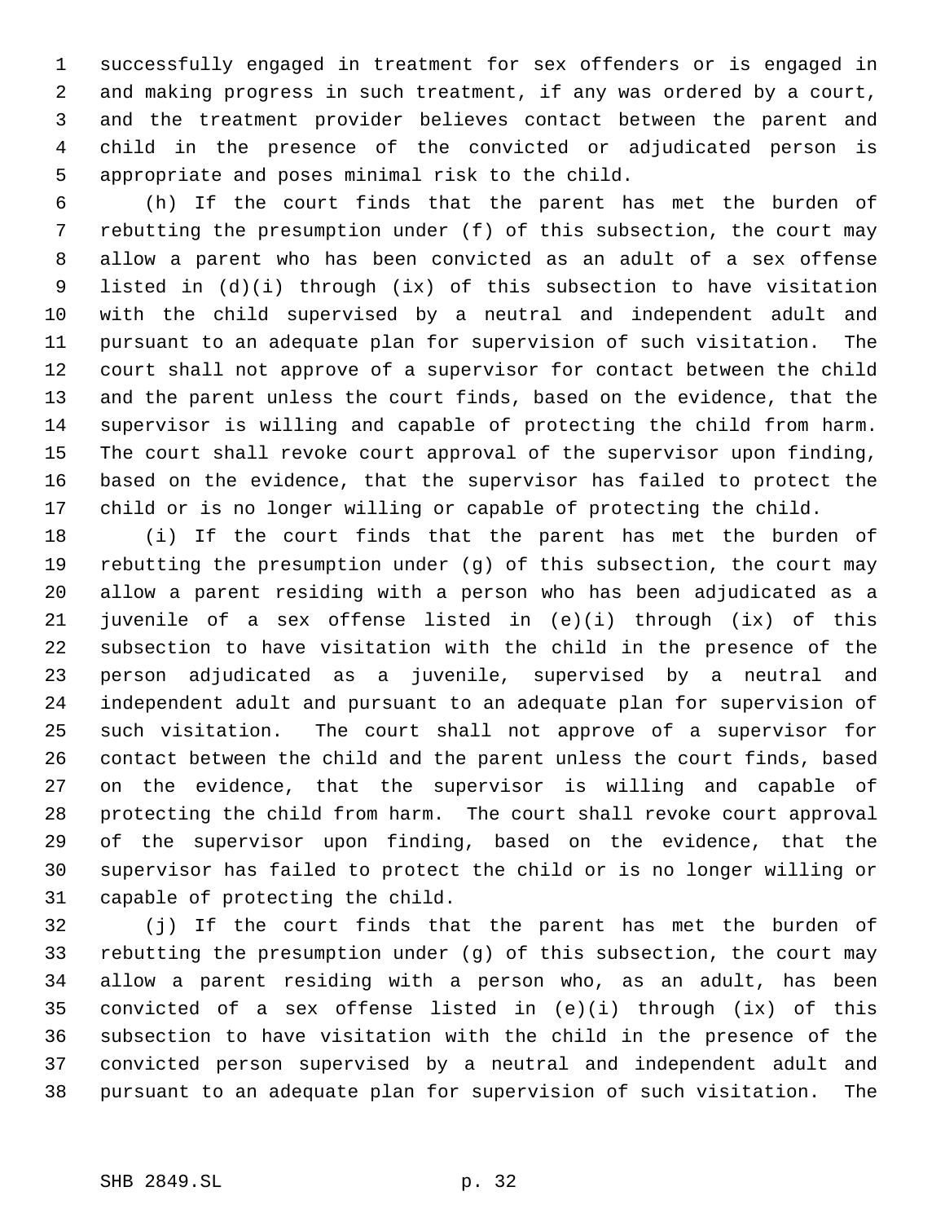successfully engaged in treatment for sex offenders or is engaged in and making progress in such treatment, if any was ordered by a court, and the treatment provider believes contact between the parent and child in the presence of the convicted or adjudicated person is appropriate and poses minimal risk to the child.

(h) If the court finds that the parent has met the burden of rebutting the presumption under (f) of this subsection, the court may allow a parent who has been convicted as an adult of a sex offense listed in (d)(i) through (ix) of this subsection to have visitation with the child supervised by a neutral and independent adult and pursuant to an adequate plan for supervision of such visitation. The court shall not approve of a supervisor for contact between the child and the parent unless the court finds, based on the evidence, that the supervisor is willing and capable of protecting the child from harm. The court shall revoke court approval of the supervisor upon finding, based on the evidence, that the supervisor has failed to protect the child or is no longer willing or capable of protecting the child.

(i) If the court finds that the parent has met the burden of rebutting the presumption under (g) of this subsection, the court may allow a parent residing with a person who has been adjudicated as a juvenile of a sex offense listed in (e)(i) through (ix) of this subsection to have visitation with the child in the presence of the person adjudicated as a juvenile, supervised by a neutral and independent adult and pursuant to an adequate plan for supervision of such visitation. The court shall not approve of a supervisor for contact between the child and the parent unless the court finds, based on the evidence, that the supervisor is willing and capable of protecting the child from harm. The court shall revoke court approval of the supervisor upon finding, based on the evidence, that the supervisor has failed to protect the child or is no longer willing or capable of protecting the child.

(j) If the court finds that the parent has met the burden of rebutting the presumption under (g) of this subsection, the court may allow a parent residing with a person who, as an adult, has been convicted of a sex offense listed in (e)(i) through (ix) of this subsection to have visitation with the child in the presence of the convicted person supervised by a neutral and independent adult and pursuant to an adequate plan for supervision of such visitation. The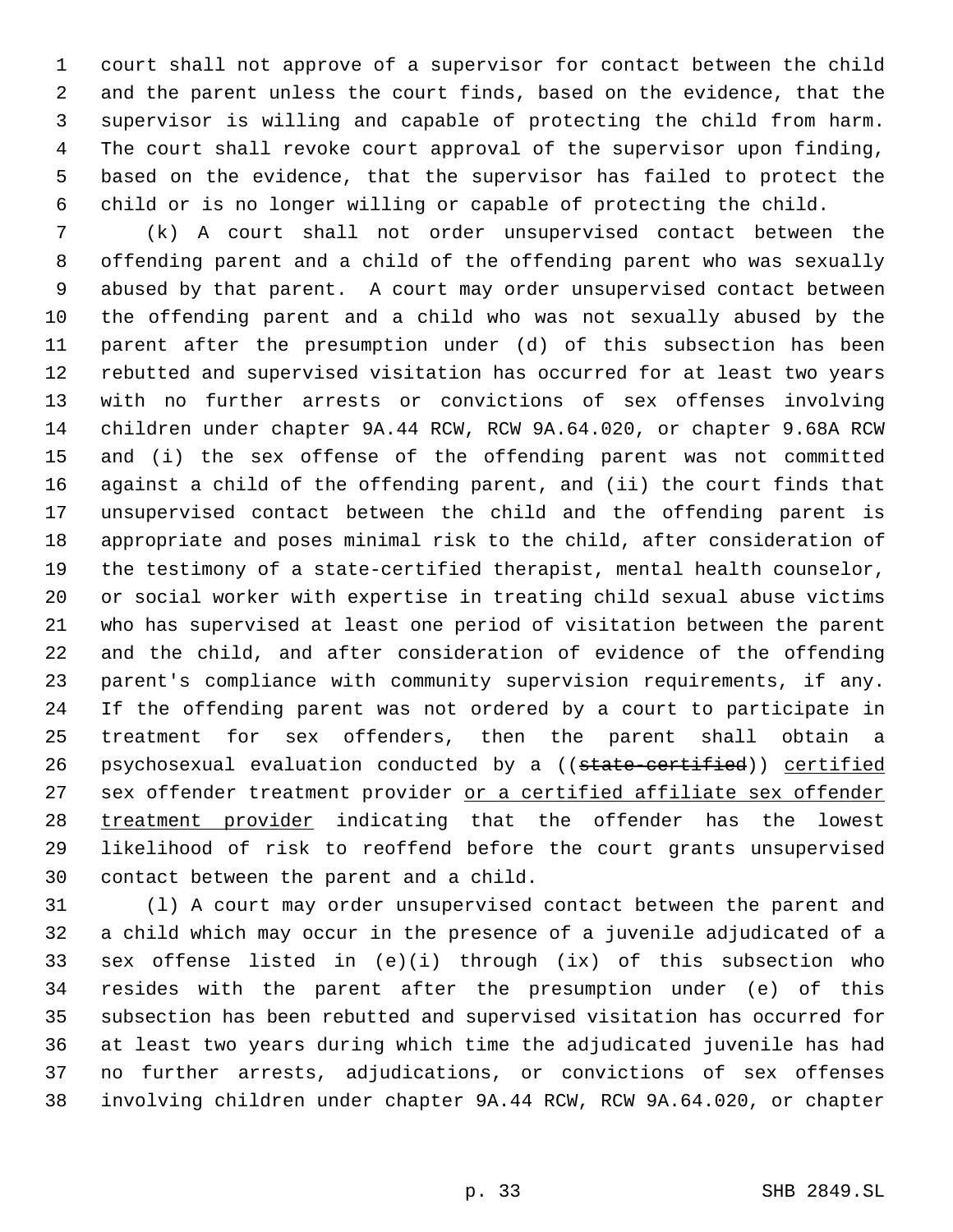court shall not approve of a supervisor for contact between the child and the parent unless the court finds, based on the evidence, that the supervisor is willing and capable of protecting the child from harm. The court shall revoke court approval of the supervisor upon finding, based on the evidence, that the supervisor has failed to protect the child or is no longer willing or capable of protecting the child.

(k) A court shall not order unsupervised contact between the offending parent and a child of the offending parent who was sexually abused by that parent. A court may order unsupervised contact between the offending parent and a child who was not sexually abused by the parent after the presumption under (d) of this subsection has been rebutted and supervised visitation has occurred for at least two years with no further arrests or convictions of sex offenses involving children under chapter 9A.44 RCW, RCW 9A.64.020, or chapter 9.68A RCW and (i) the sex offense of the offending parent was not committed against a child of the offending parent, and (ii) the court finds that unsupervised contact between the child and the offending parent is appropriate and poses minimal risk to the child, after consideration of the testimony of a state-certified therapist, mental health counselor, or social worker with expertise in treating child sexual abuse victims who has supervised at least one period of visitation between the parent and the child, and after consideration of evidence of the offending parent's compliance with community supervision requirements, if any. If the offending parent was not ordered by a court to participate in treatment for sex offenders, then the parent shall obtain a psychosexual evaluation conducted by a ((~~state-certified~~)) <u>certified</u> sex offender treatment provider <u>or a certified affiliate sex offender treatment provider</u> indicating that the offender has the lowest likelihood of risk to reoffend before the court grants unsupervised contact between the parent and a child.

(l) A court may order unsupervised contact between the parent and a child which may occur in the presence of a juvenile adjudicated of a sex offense listed in (e)(i) through (ix) of this subsection who resides with the parent after the presumption under (e) of this subsection has been rebutted and supervised visitation has occurred for at least two years during which time the adjudicated juvenile has had no further arrests, adjudications, or convictions of sex offenses involving children under chapter 9A.44 RCW, RCW 9A.64.020, or chapter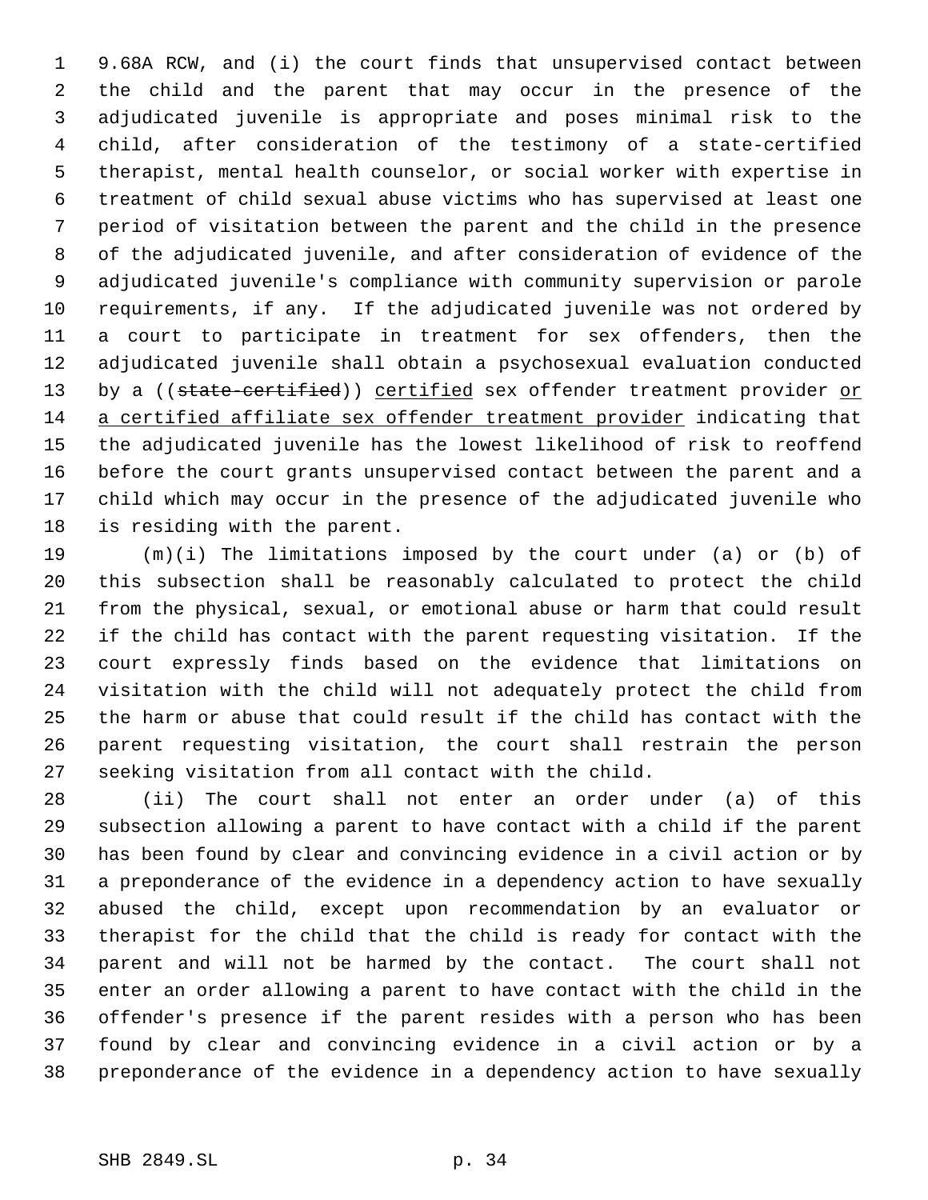9.68A RCW, and (i) the court finds that unsupervised contact between the child and the parent that may occur in the presence of the adjudicated juvenile is appropriate and poses minimal risk to the child, after consideration of the testimony of a state-certified therapist, mental health counselor, or social worker with expertise in treatment of child sexual abuse victims who has supervised at least one period of visitation between the parent and the child in the presence of the adjudicated juvenile, and after consideration of evidence of the adjudicated juvenile's compliance with community supervision or parole requirements, if any. If the adjudicated juvenile was not ordered by a court to participate in treatment for sex offenders, then the adjudicated juvenile shall obtain a psychosexual evaluation conducted by a ((~~state-certified~~)) <u>certified</u> sex offender treatment provider <u>or a certified affiliate sex offender treatment provider</u> indicating that the adjudicated juvenile has the lowest likelihood of risk to reoffend before the court grants unsupervised contact between the parent and a child which may occur in the presence of the adjudicated juvenile who is residing with the parent.

(m)(i) The limitations imposed by the court under (a) or (b) of this subsection shall be reasonably calculated to protect the child from the physical, sexual, or emotional abuse or harm that could result if the child has contact with the parent requesting visitation. If the court expressly finds based on the evidence that limitations on visitation with the child will not adequately protect the child from the harm or abuse that could result if the child has contact with the parent requesting visitation, the court shall restrain the person seeking visitation from all contact with the child.

(ii) The court shall not enter an order under (a) of this subsection allowing a parent to have contact with a child if the parent has been found by clear and convincing evidence in a civil action or by a preponderance of the evidence in a dependency action to have sexually abused the child, except upon recommendation by an evaluator or therapist for the child that the child is ready for contact with the parent and will not be harmed by the contact. The court shall not enter an order allowing a parent to have contact with the child in the offender's presence if the parent resides with a person who has been found by clear and convincing evidence in a civil action or by a preponderance of the evidence in a dependency action to have sexually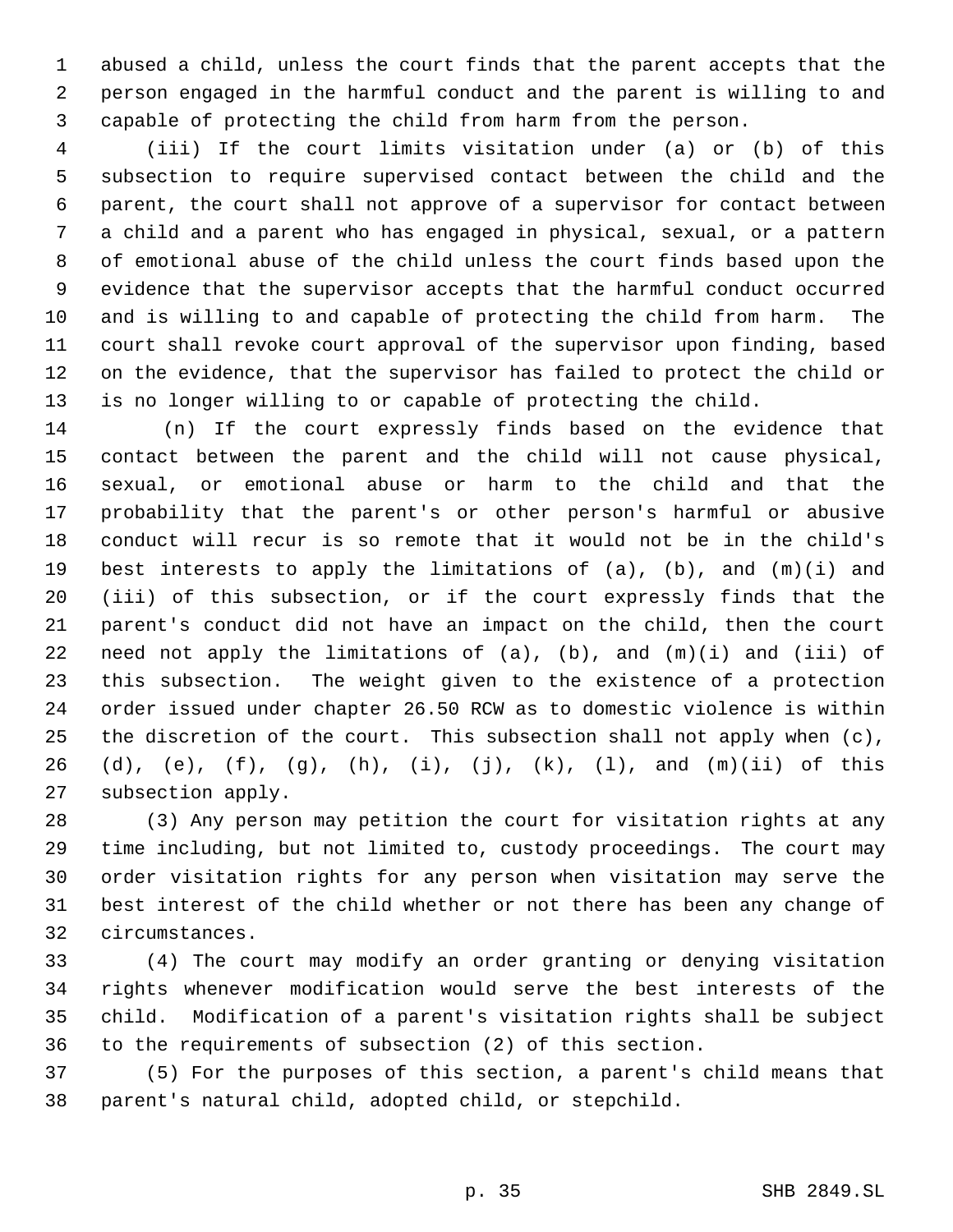abused a child, unless the court finds that the parent accepts that the person engaged in the harmful conduct and the parent is willing to and capable of protecting the child from harm from the person.

(iii) If the court limits visitation under (a) or (b) of this subsection to require supervised contact between the child and the parent, the court shall not approve of a supervisor for contact between a child and a parent who has engaged in physical, sexual, or a pattern of emotional abuse of the child unless the court finds based upon the evidence that the supervisor accepts that the harmful conduct occurred and is willing to and capable of protecting the child from harm. The court shall revoke court approval of the supervisor upon finding, based on the evidence, that the supervisor has failed to protect the child or is no longer willing to or capable of protecting the child.

(n) If the court expressly finds based on the evidence that contact between the parent and the child will not cause physical, sexual, or emotional abuse or harm to the child and that the probability that the parent's or other person's harmful or abusive conduct will recur is so remote that it would not be in the child's best interests to apply the limitations of (a), (b), and (m)(i) and (iii) of this subsection, or if the court expressly finds that the parent's conduct did not have an impact on the child, then the court need not apply the limitations of (a), (b), and (m)(i) and (iii) of this subsection. The weight given to the existence of a protection order issued under chapter 26.50 RCW as to domestic violence is within the discretion of the court. This subsection shall not apply when (c), (d), (e), (f), (g), (h), (i), (j), (k), (l), and (m)(ii) of this subsection apply.

(3) Any person may petition the court for visitation rights at any time including, but not limited to, custody proceedings. The court may order visitation rights for any person when visitation may serve the best interest of the child whether or not there has been any change of circumstances.

(4) The court may modify an order granting or denying visitation rights whenever modification would serve the best interests of the child. Modification of a parent's visitation rights shall be subject to the requirements of subsection (2) of this section.

(5) For the purposes of this section, a parent's child means that parent's natural child, adopted child, or stepchild.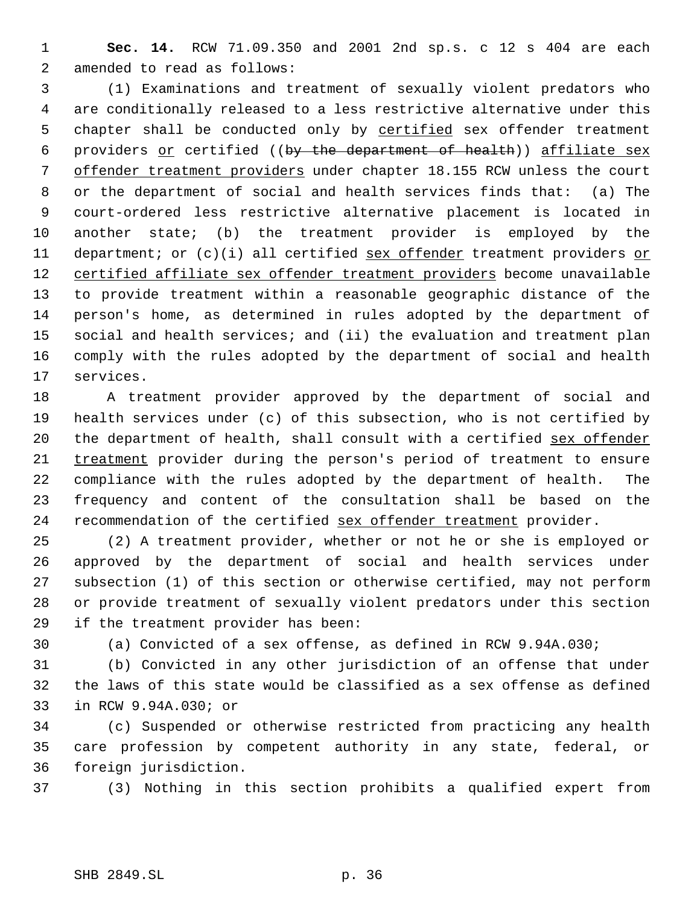**Sec. 14.** RCW 71.09.350 and 2001 2nd sp.s. c 12 s 404 are each amended to read as follows:

(1) Examinations and treatment of sexually violent predators who are conditionally released to a less restrictive alternative under this chapter shall be conducted only by certified sex offender treatment providers or certified ((~~by the department of health~~)) affiliate sex offender treatment providers under chapter 18.155 RCW unless the court or the department of social and health services finds that: (a) The court-ordered less restrictive alternative placement is located in another state; (b) the treatment provider is employed by the department; or (c)(i) all certified sex offender treatment providers or certified affiliate sex offender treatment providers become unavailable to provide treatment within a reasonable geographic distance of the person's home, as determined in rules adopted by the department of social and health services; and (ii) the evaluation and treatment plan comply with the rules adopted by the department of social and health services.

A treatment provider approved by the department of social and health services under (c) of this subsection, who is not certified by the department of health, shall consult with a certified sex offender treatment provider during the person's period of treatment to ensure compliance with the rules adopted by the department of health. The frequency and content of the consultation shall be based on the recommendation of the certified sex offender treatment provider.

(2) A treatment provider, whether or not he or she is employed or approved by the department of social and health services under subsection (1) of this section or otherwise certified, may not perform or provide treatment of sexually violent predators under this section if the treatment provider has been:

(a) Convicted of a sex offense, as defined in RCW 9.94A.030;

(b) Convicted in any other jurisdiction of an offense that under the laws of this state would be classified as a sex offense as defined in RCW 9.94A.030; or

(c) Suspended or otherwise restricted from practicing any health care profession by competent authority in any state, federal, or foreign jurisdiction.

(3) Nothing in this section prohibits a qualified expert from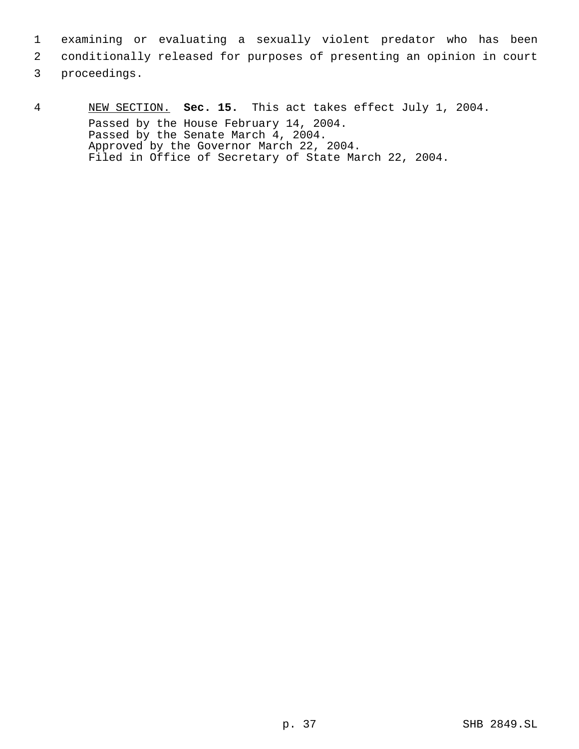examining or evaluating a sexually violent predator who has been conditionally released for purposes of presenting an opinion in court proceedings.

NEW SECTION. **Sec. 15.** This act takes effect July 1, 2004.

Passed by the House February 14, 2004.
Passed by the Senate March 4, 2004.
Approved by the Governor March 22, 2004.
Filed in Office of Secretary of State March 22, 2004.